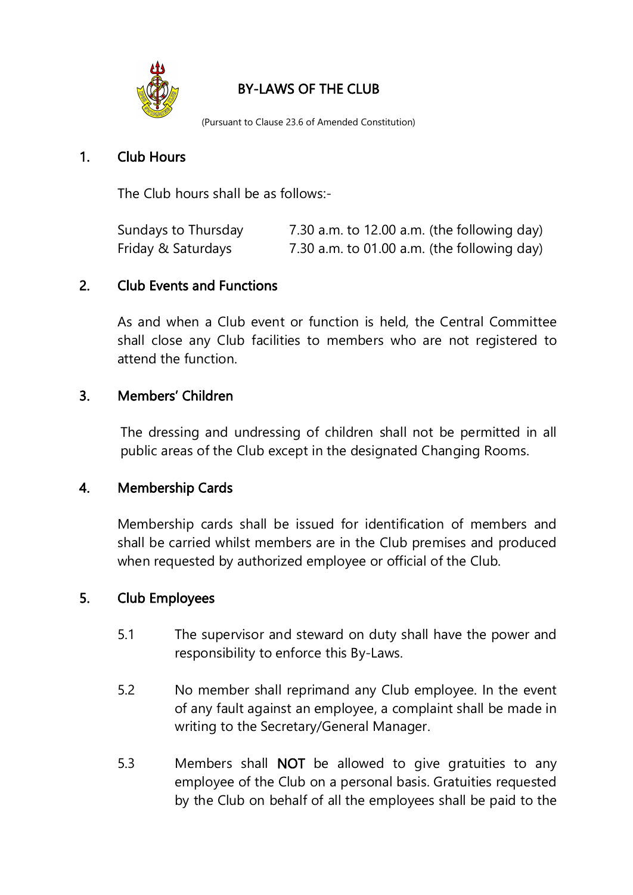# BY-LAWS OF THE CLUB

(Pursuant to Clause 23.6 of Amended Constitution)

## 1. Club Hours

The Club hours shall be as follows:-

| | |
|---|---|
| Sundays to Thursday | 7.30 a.m. to 12.00 a.m. (the following day) |
| Friday & Saturdays | 7.30 a.m. to 01.00 a.m. (the following day) |

## 2. Club Events and Functions

As and when a Club event or function is held, the Central Committee shall close any Club facilities to members who are not registered to attend the function.

## 3. Members' Children

The dressing and undressing of children shall not be permitted in all public areas of the Club except in the designated Changing Rooms.

## 4. Membership Cards

Membership cards shall be issued for identification of members and shall be carried whilst members are in the Club premises and produced when requested by authorized employee or official of the Club.

## 5. Club Employees

5.1 The supervisor and steward on duty shall have the power and responsibility to enforce this By-Laws.

5.2 No member shall reprimand any Club employee. In the event of any fault against an employee, a complaint shall be made in writing to the Secretary/General Manager.

5.3 Members shall **NOT** be allowed to give gratuities to any employee of the Club on a personal basis. Gratuities requested by the Club on behalf of all the employees shall be paid to the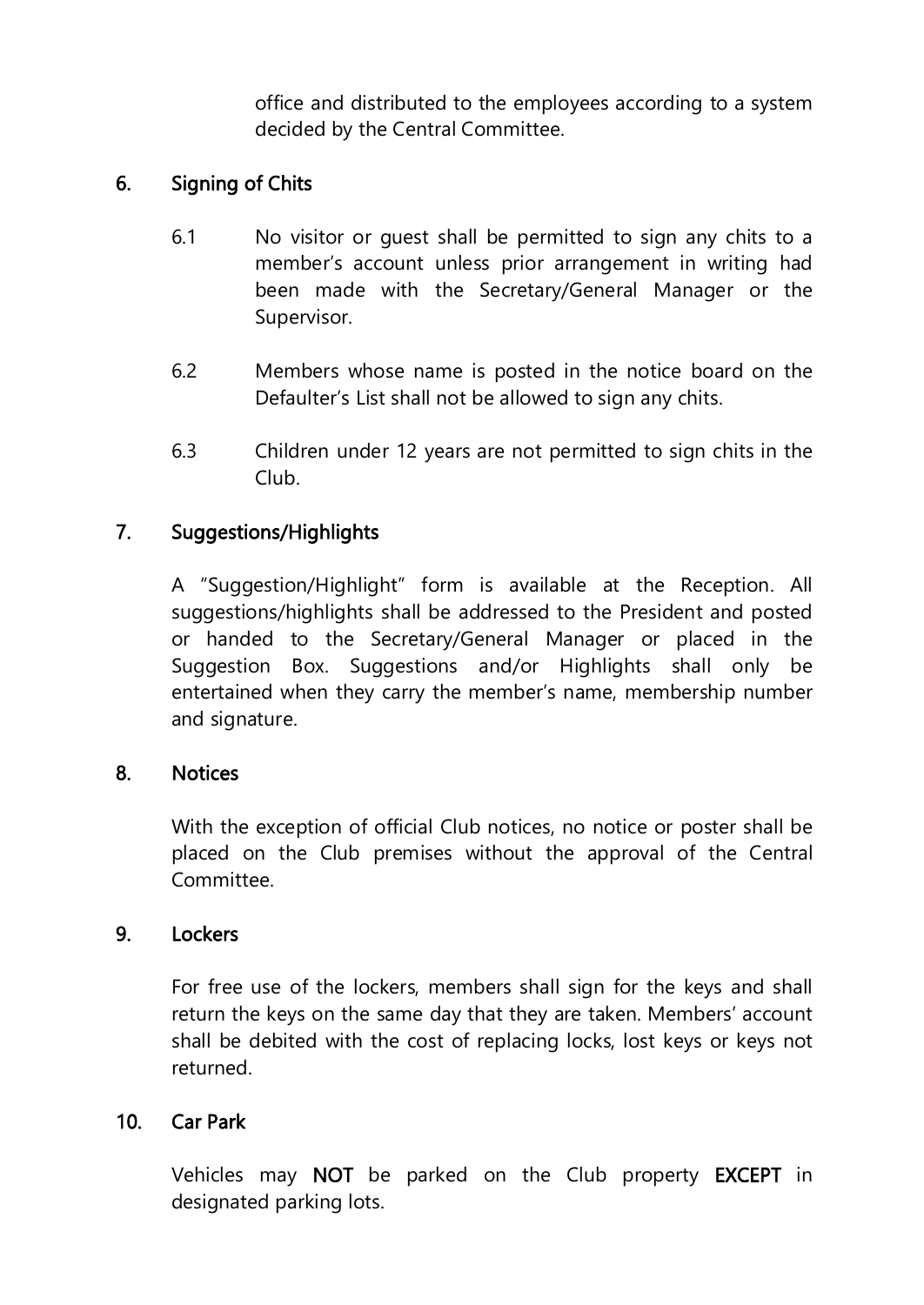office and distributed to the employees according to a system decided by the Central Committee.

## 6. Signing of Chits

6.1 No visitor or guest shall be permitted to sign any chits to a member's account unless prior arrangement in writing had been made with the Secretary/General Manager or the Supervisor.

6.2 Members whose name is posted in the notice board on the Defaulter's List shall not be allowed to sign any chits.

6.3 Children under 12 years are not permitted to sign chits in the Club.

## 7. Suggestions/Highlights

A "Suggestion/Highlight" form is available at the Reception. All suggestions/highlights shall be addressed to the President and posted or handed to the Secretary/General Manager or placed in the Suggestion Box. Suggestions and/or Highlights shall only be entertained when they carry the member's name, membership number and signature.

## 8. Notices

With the exception of official Club notices, no notice or poster shall be placed on the Club premises without the approval of the Central Committee.

## 9. Lockers

For free use of the lockers, members shall sign for the keys and shall return the keys on the same day that they are taken. Members' account shall be debited with the cost of replacing locks, lost keys or keys not returned.

## 10. Car Park

Vehicles may **NOT** be parked on the Club property **EXCEPT** in designated parking lots.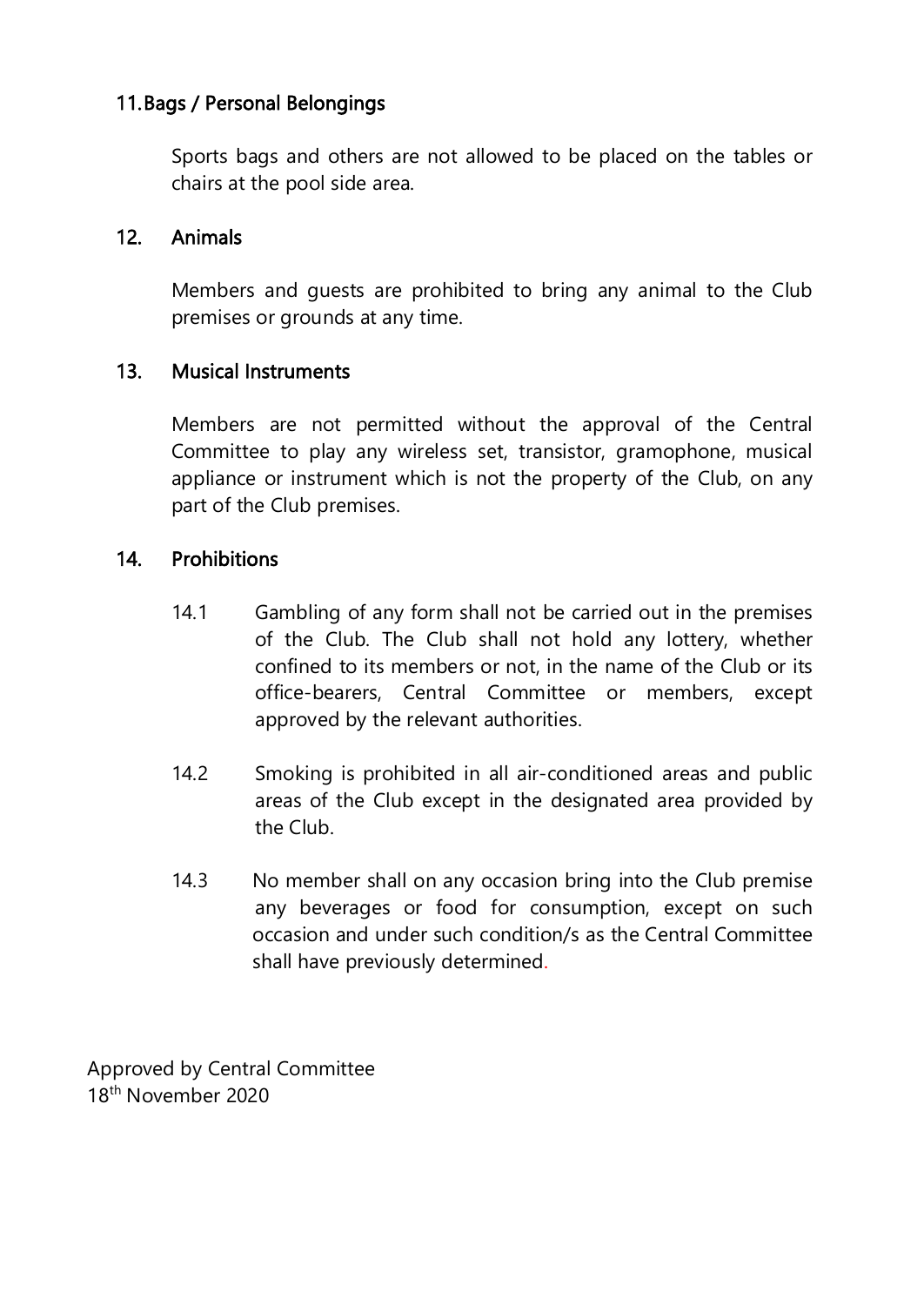## 11. Bags / Personal Belongings

Sports bags and others are not allowed to be placed on the tables or chairs at the pool side area.

## 12. Animals

Members and guests are prohibited to bring any animal to the Club premises or grounds at any time.

## 13. Musical Instruments

Members are not permitted without the approval of the Central Committee to play any wireless set, transistor, gramophone, musical appliance or instrument which is not the property of the Club, on any part of the Club premises.

## 14. Prohibitions

14.1 Gambling of any form shall not be carried out in the premises of the Club. The Club shall not hold any lottery, whether confined to its members or not, in the name of the Club or its office-bearers, Central Committee or members, except approved by the relevant authorities.

14.2 Smoking is prohibited in all air-conditioned areas and public areas of the Club except in the designated area provided by the Club.

14.3 No member shall on any occasion bring into the Club premise any beverages or food for consumption, except on such occasion and under such condition/s as the Central Committee shall have previously determined.

Approved by Central Committee
18th November 2020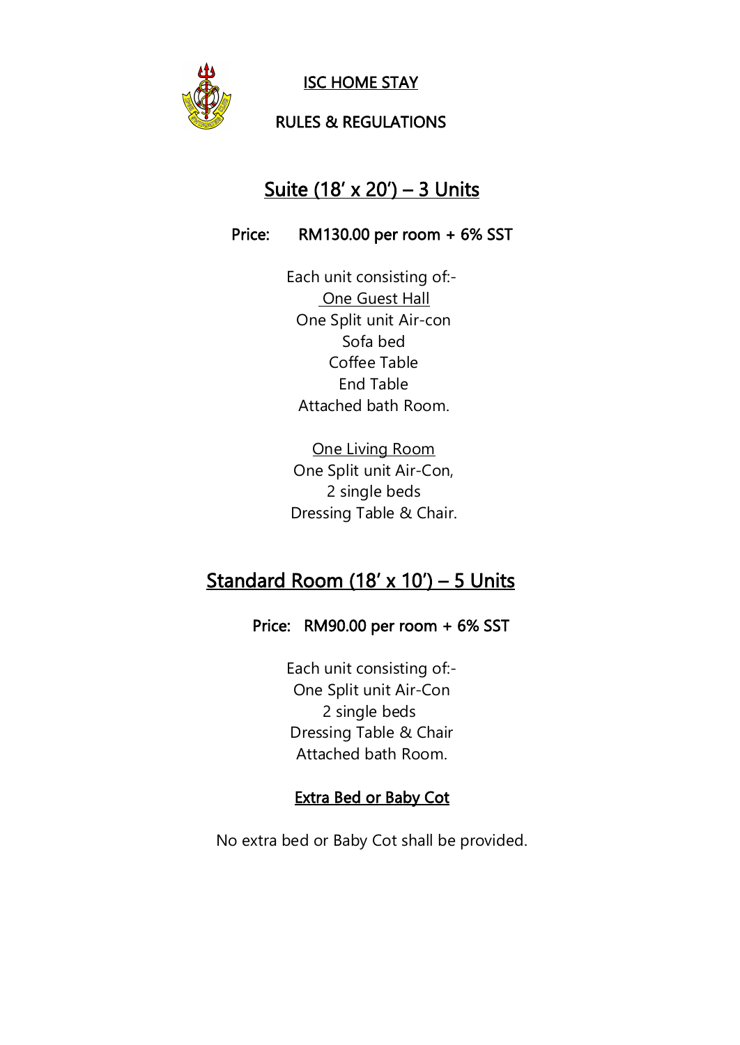# ISC HOME STAY

## RULES & REGULATIONS

## Suite (18' x 20') – 3 Units

**Price: RM130.00 per room + 6% SST**

Each unit consisting of:-

One Guest Hall

One Split unit Air-con
Sofa bed
Coffee Table
End Table
Attached bath Room.

One Living Room

One Split unit Air-Con,
2 single beds
Dressing Table & Chair.

## Standard Room (18' x 10') – 5 Units

**Price: RM90.00 per room + 6% SST**

Each unit consisting of:-
One Split unit Air-Con
2 single beds
Dressing Table & Chair
Attached bath Room.

### Extra Bed or Baby Cot

No extra bed or Baby Cot shall be provided.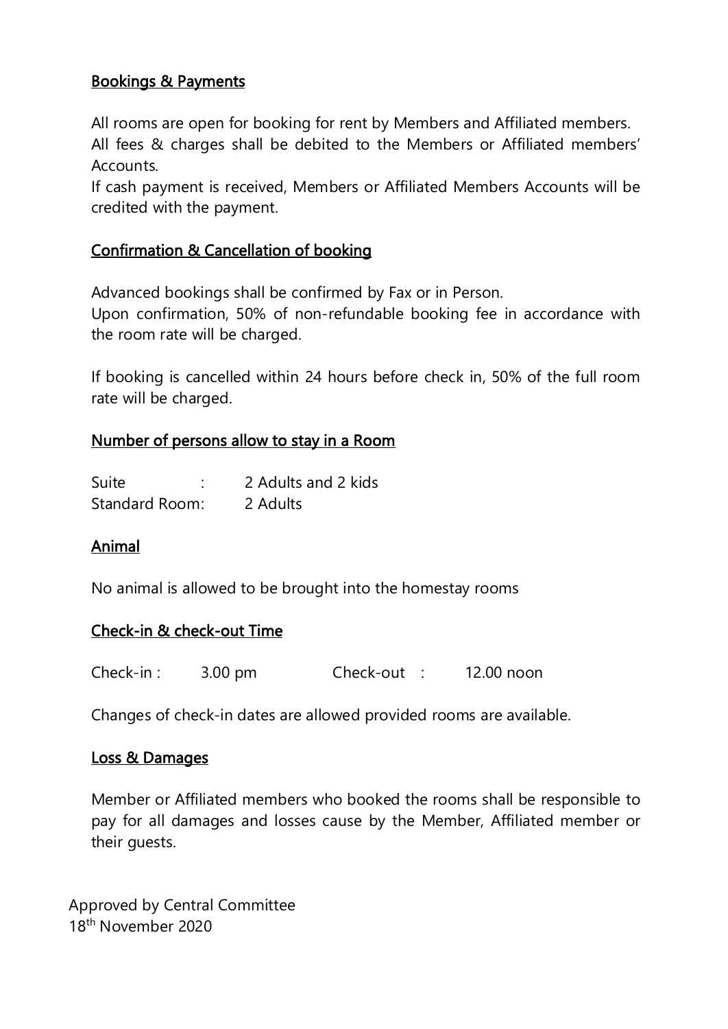## Bookings & Payments

All rooms are open for booking for rent by Members and Affiliated members.
All fees & charges shall be debited to the Members or Affiliated members' Accounts.
If cash payment is received, Members or Affiliated Members Accounts will be credited with the payment.

## Confirmation & Cancellation of booking

Advanced bookings shall be confirmed by Fax or in Person.
Upon confirmation, 50% of non-refundable booking fee in accordance with the room rate will be charged.

If booking is cancelled within 24 hours before check in, 50% of the full room rate will be charged.

## Number of persons allow to stay in a Room

| | | |
|---|---|---|
| Suite | : | 2 Adults and 2 kids |
| Standard Room: | | 2 Adults |

## Animal

No animal is allowed to be brought into the homestay rooms

## Check-in & check-out Time

Check-in : 3.00 pm Check-out : 12.00 noon

Changes of check-in dates are allowed provided rooms are available.

## Loss & Damages

Member or Affiliated members who booked the rooms shall be responsible to pay for all damages and losses cause by the Member, Affiliated member or their guests.

Approved by Central Committee
18th November 2020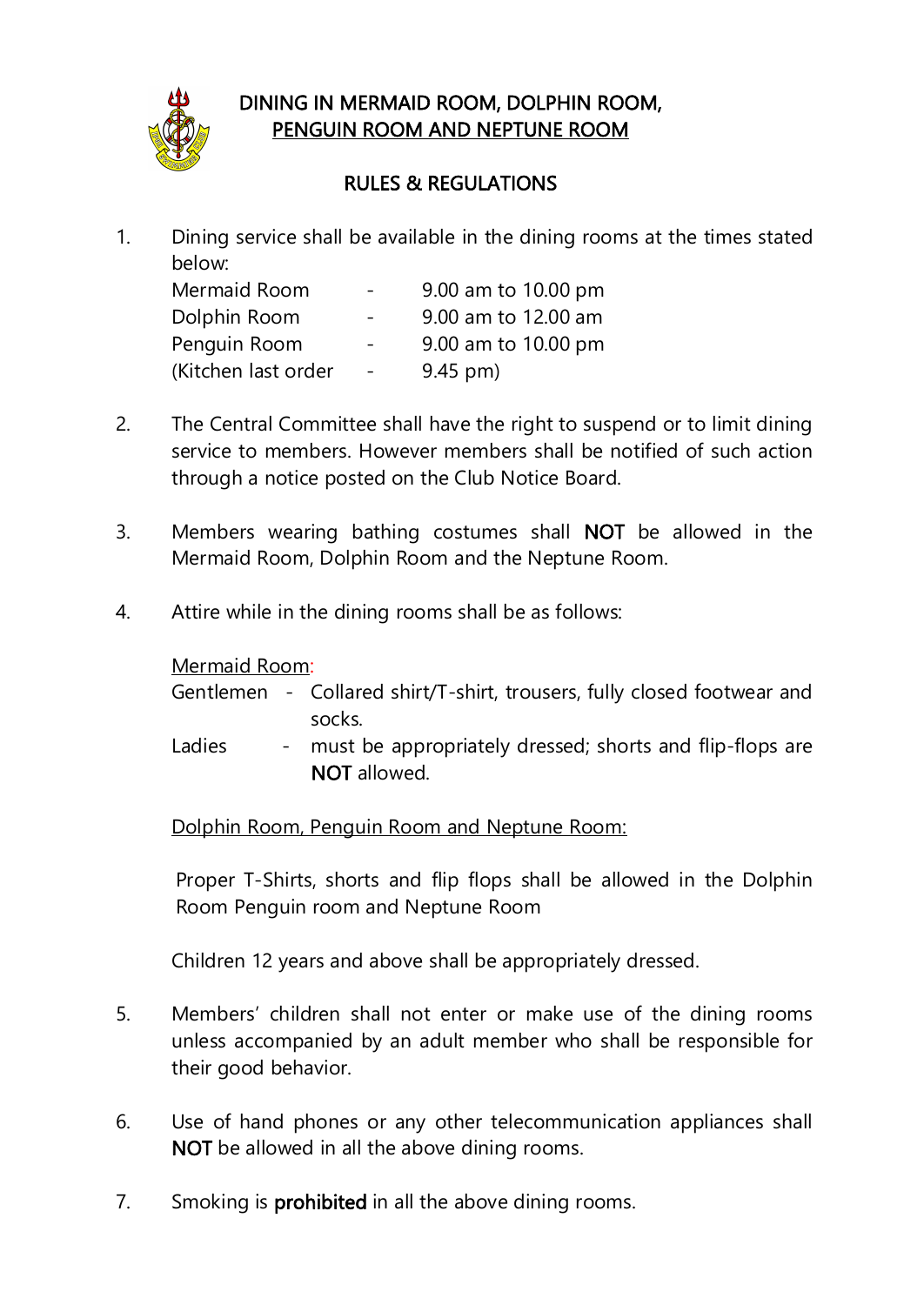# DINING IN MERMAID ROOM, DOLPHIN ROOM, PENGUIN ROOM AND NEPTUNE ROOM

## RULES & REGULATIONS

1. Dining service shall be available in the dining rooms at the times stated below:

   | | | |
   |---|---|---|
   | Mermaid Room | - | 9.00 am to 10.00 pm |
   | Dolphin Room | - | 9.00 am to 12.00 am |
   | Penguin Room | - | 9.00 am to 10.00 pm |
   | (Kitchen last order | - | 9.45 pm) |

2. The Central Committee shall have the right to suspend or to limit dining service to members. However members shall be notified of such action through a notice posted on the Club Notice Board.

3. Members wearing bathing costumes shall **NOT** be allowed in the Mermaid Room, Dolphin Room and the Neptune Room.

4. Attire while in the dining rooms shall be as follows:

   Mermaid Room:

   Gentlemen - Collared shirt/T-shirt, trousers, fully closed footwear and socks.

   Ladies - must be appropriately dressed; shorts and flip-flops are **NOT** allowed.

   Dolphin Room, Penguin Room and Neptune Room:

   Proper T-Shirts, shorts and flip flops shall be allowed in the Dolphin Room Penguin room and Neptune Room

   Children 12 years and above shall be appropriately dressed.

5. Members' children shall not enter or make use of the dining rooms unless accompanied by an adult member who shall be responsible for their good behavior.

6. Use of hand phones or any other telecommunication appliances shall **NOT** be allowed in all the above dining rooms.

7. Smoking is **prohibited** in all the above dining rooms.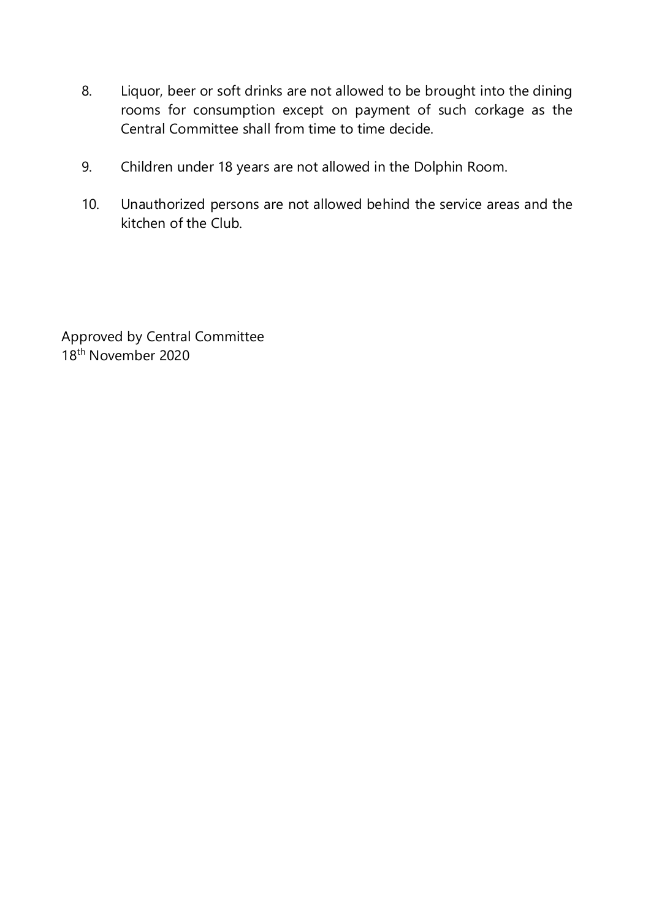8. Liquor, beer or soft drinks are not allowed to be brought into the dining rooms for consumption except on payment of such corkage as the Central Committee shall from time to time decide.

9. Children under 18 years are not allowed in the Dolphin Room.

10. Unauthorized persons are not allowed behind the service areas and the kitchen of the Club.

Approved by Central Committee
18th November 2020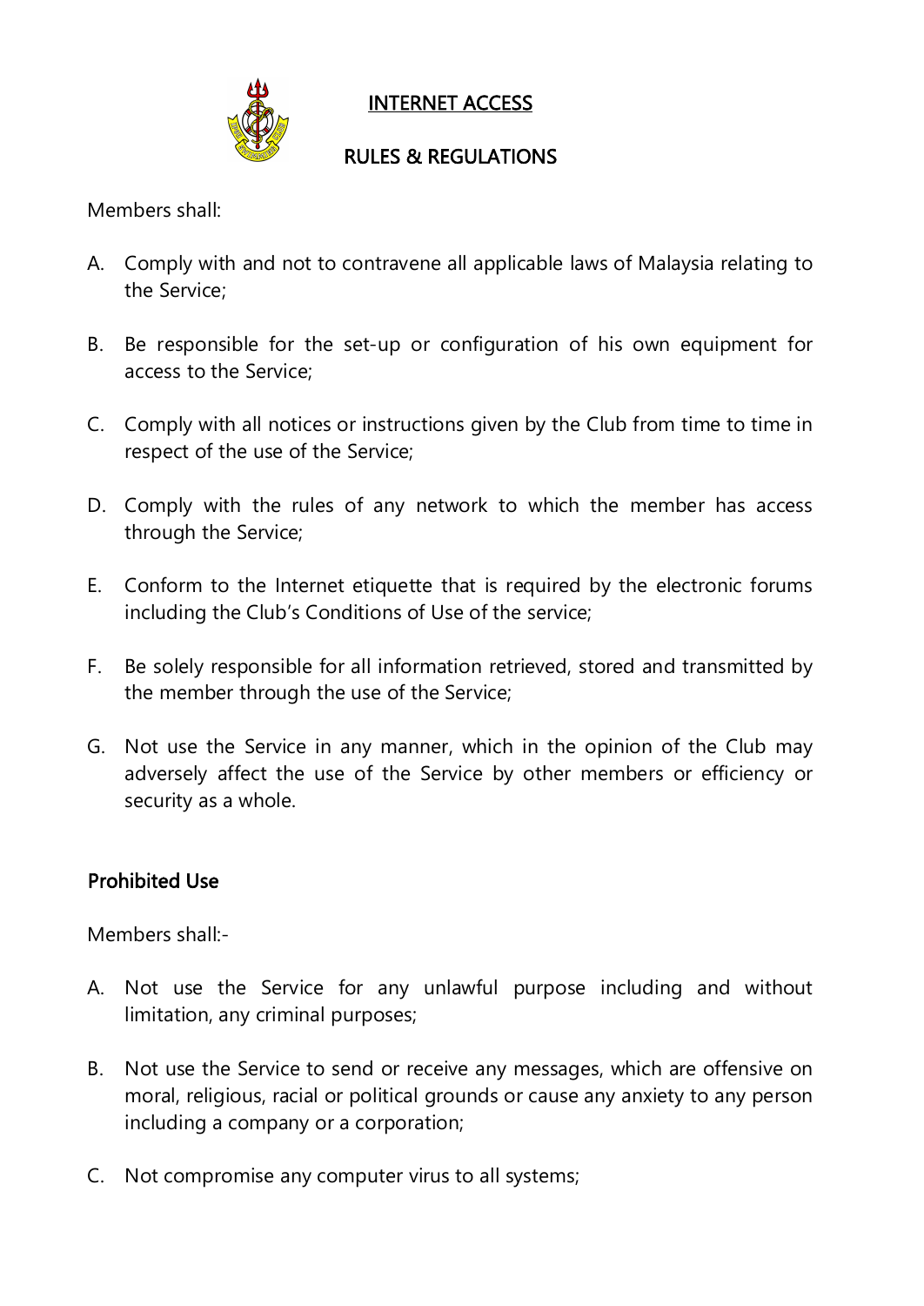## INTERNET ACCESS

## RULES & REGULATIONS

Members shall:

A. Comply with and not to contravene all applicable laws of Malaysia relating to the Service;

B. Be responsible for the set-up or configuration of his own equipment for access to the Service;

C. Comply with all notices or instructions given by the Club from time to time in respect of the use of the Service;

D. Comply with the rules of any network to which the member has access through the Service;

E. Conform to the Internet etiquette that is required by the electronic forums including the Club's Conditions of Use of the service;

F. Be solely responsible for all information retrieved, stored and transmitted by the member through the use of the Service;

G. Not use the Service in any manner, which in the opinion of the Club may adversely affect the use of the Service by other members or efficiency or security as a whole.

### Prohibited Use

Members shall:-

A. Not use the Service for any unlawful purpose including and without limitation, any criminal purposes;

B. Not use the Service to send or receive any messages, which are offensive on moral, religious, racial or political grounds or cause any anxiety to any person including a company or a corporation;

C. Not compromise any computer virus to all systems;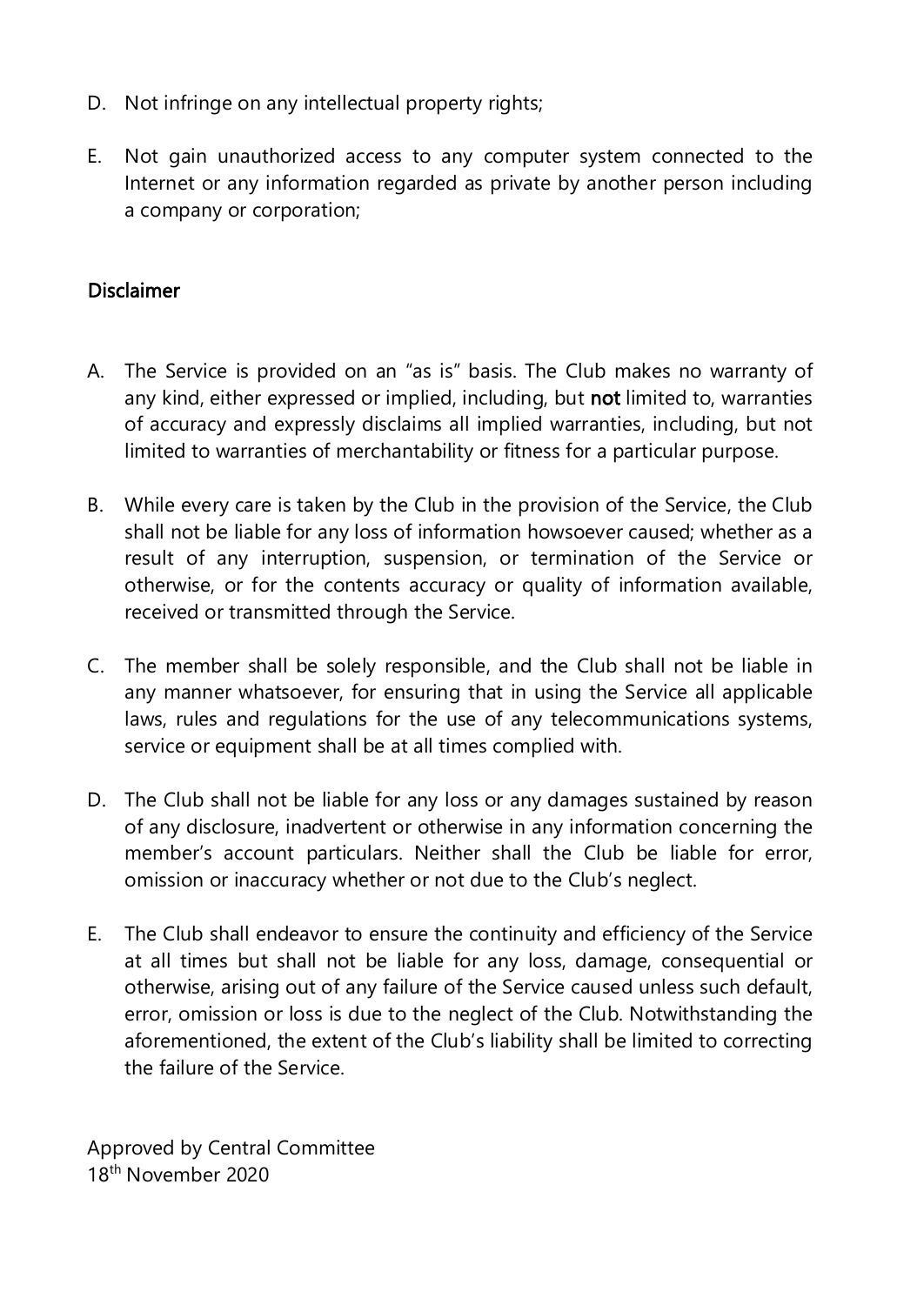D. Not infringe on any intellectual property rights;

E. Not gain unauthorized access to any computer system connected to the Internet or any information regarded as private by another person including a company or corporation;

## Disclaimer

A. The Service is provided on an "as is" basis. The Club makes no warranty of any kind, either expressed or implied, including, but **not** limited to, warranties of accuracy and expressly disclaims all implied warranties, including, but not limited to warranties of merchantability or fitness for a particular purpose.

B. While every care is taken by the Club in the provision of the Service, the Club shall not be liable for any loss of information howsoever caused; whether as a result of any interruption, suspension, or termination of the Service or otherwise, or for the contents accuracy or quality of information available, received or transmitted through the Service.

C. The member shall be solely responsible, and the Club shall not be liable in any manner whatsoever, for ensuring that in using the Service all applicable laws, rules and regulations for the use of any telecommunications systems, service or equipment shall be at all times complied with.

D. The Club shall not be liable for any loss or any damages sustained by reason of any disclosure, inadvertent or otherwise in any information concerning the member's account particulars. Neither shall the Club be liable for error, omission or inaccuracy whether or not due to the Club's neglect.

E. The Club shall endeavor to ensure the continuity and efficiency of the Service at all times but shall not be liable for any loss, damage, consequential or otherwise, arising out of any failure of the Service caused unless such default, error, omission or loss is due to the neglect of the Club. Notwithstanding the aforementioned, the extent of the Club's liability shall be limited to correcting the failure of the Service.

Approved by Central Committee
18th November 2020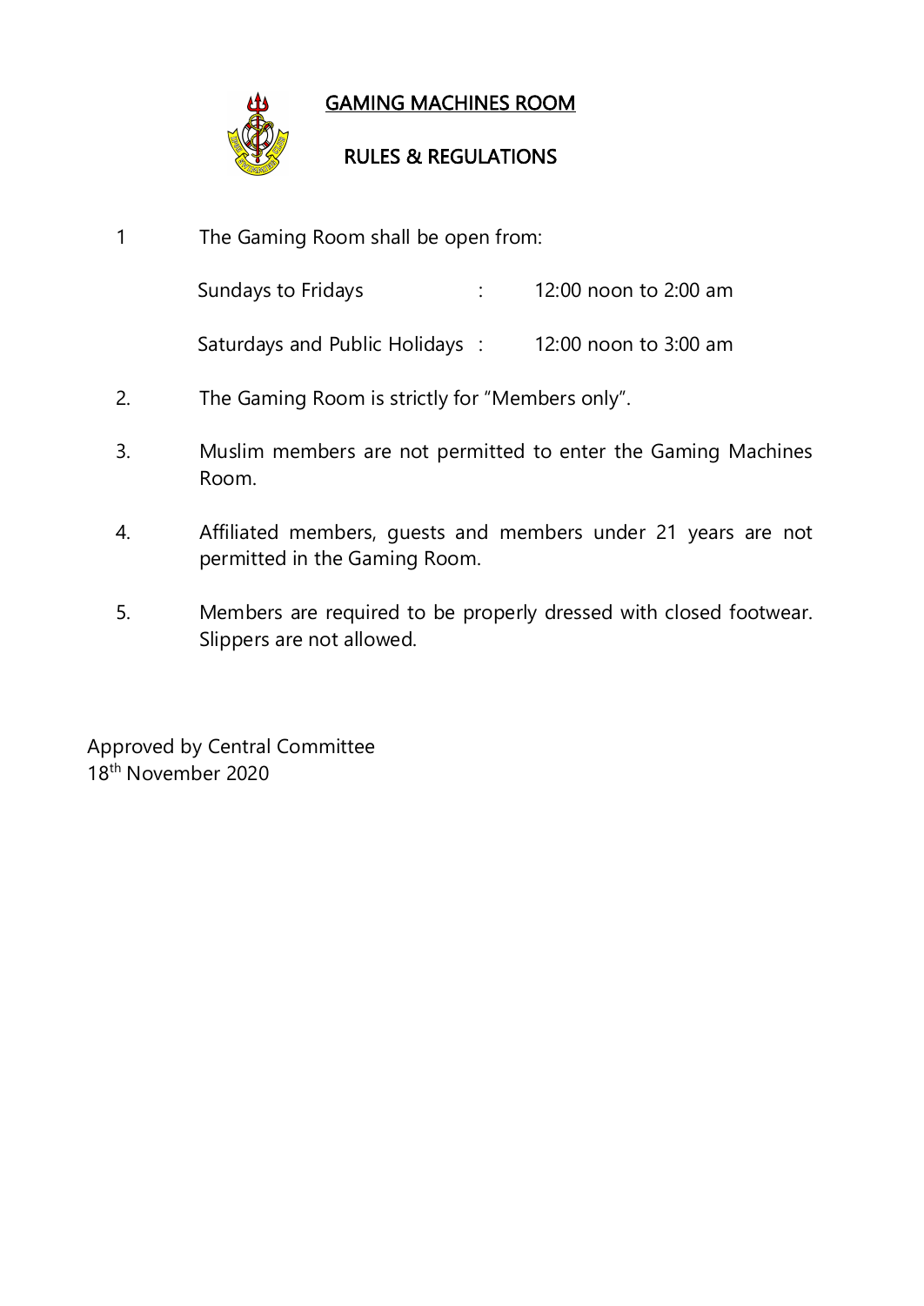# GAMING MACHINES ROOM

## RULES & REGULATIONS

1. The Gaming Room shall be open from:

   | | | |
   |---|---|---|
   | Sundays to Fridays | : | 12:00 noon to 2:00 am |
   | Saturdays and Public Holidays | : | 12:00 noon to 3:00 am |

2. The Gaming Room is strictly for "Members only".

3. Muslim members are not permitted to enter the Gaming Machines Room.

4. Affiliated members, guests and members under 21 years are not permitted in the Gaming Room.

5. Members are required to be properly dressed with closed footwear. Slippers are not allowed.

Approved by Central Committee
18th November 2020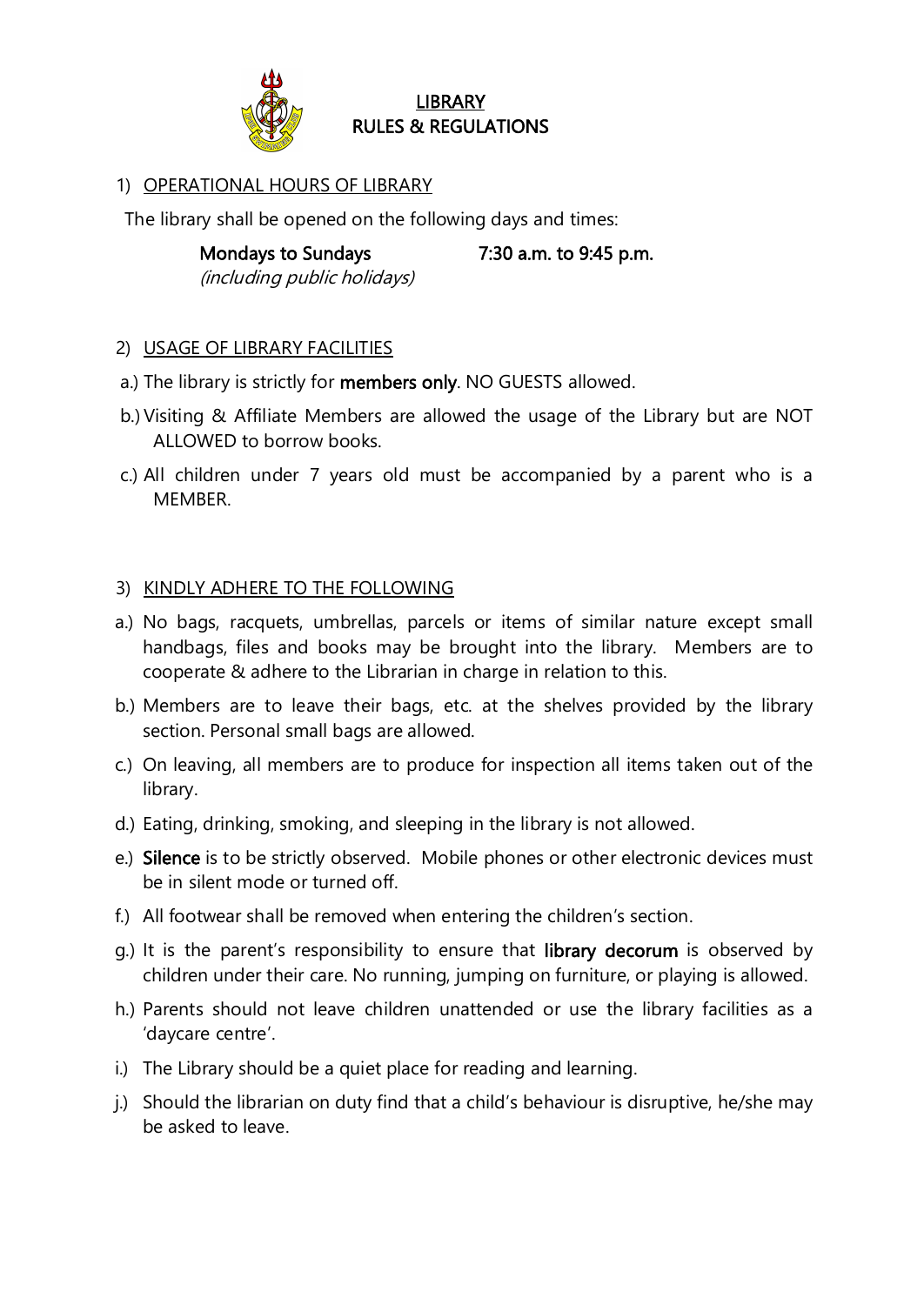# LIBRARY RULES & REGULATIONS

## 1) OPERATIONAL HOURS OF LIBRARY

The library shall be opened on the following days and times:

**Mondays to Sundays** **7:30 a.m. to 9:45 p.m.**
*(including public holidays)*

## 2) USAGE OF LIBRARY FACILITIES

a.) The library is strictly for **members only**. NO GUESTS allowed.

b.) Visiting & Affiliate Members are allowed the usage of the Library but are NOT ALLOWED to borrow books.

c.) All children under 7 years old must be accompanied by a parent who is a MEMBER.

## 3) KINDLY ADHERE TO THE FOLLOWING

a.) No bags, racquets, umbrellas, parcels or items of similar nature except small handbags, files and books may be brought into the library. Members are to cooperate & adhere to the Librarian in charge in relation to this.

b.) Members are to leave their bags, etc. at the shelves provided by the library section. Personal small bags are allowed.

c.) On leaving, all members are to produce for inspection all items taken out of the library.

d.) Eating, drinking, smoking, and sleeping in the library is not allowed.

e.) **Silence** is to be strictly observed. Mobile phones or other electronic devices must be in silent mode or turned off.

f.) All footwear shall be removed when entering the children's section.

g.) It is the parent's responsibility to ensure that **library decorum** is observed by children under their care. No running, jumping on furniture, or playing is allowed.

h.) Parents should not leave children unattended or use the library facilities as a 'daycare centre'.

i.) The Library should be a quiet place for reading and learning.

j.) Should the librarian on duty find that a child's behaviour is disruptive, he/she may be asked to leave.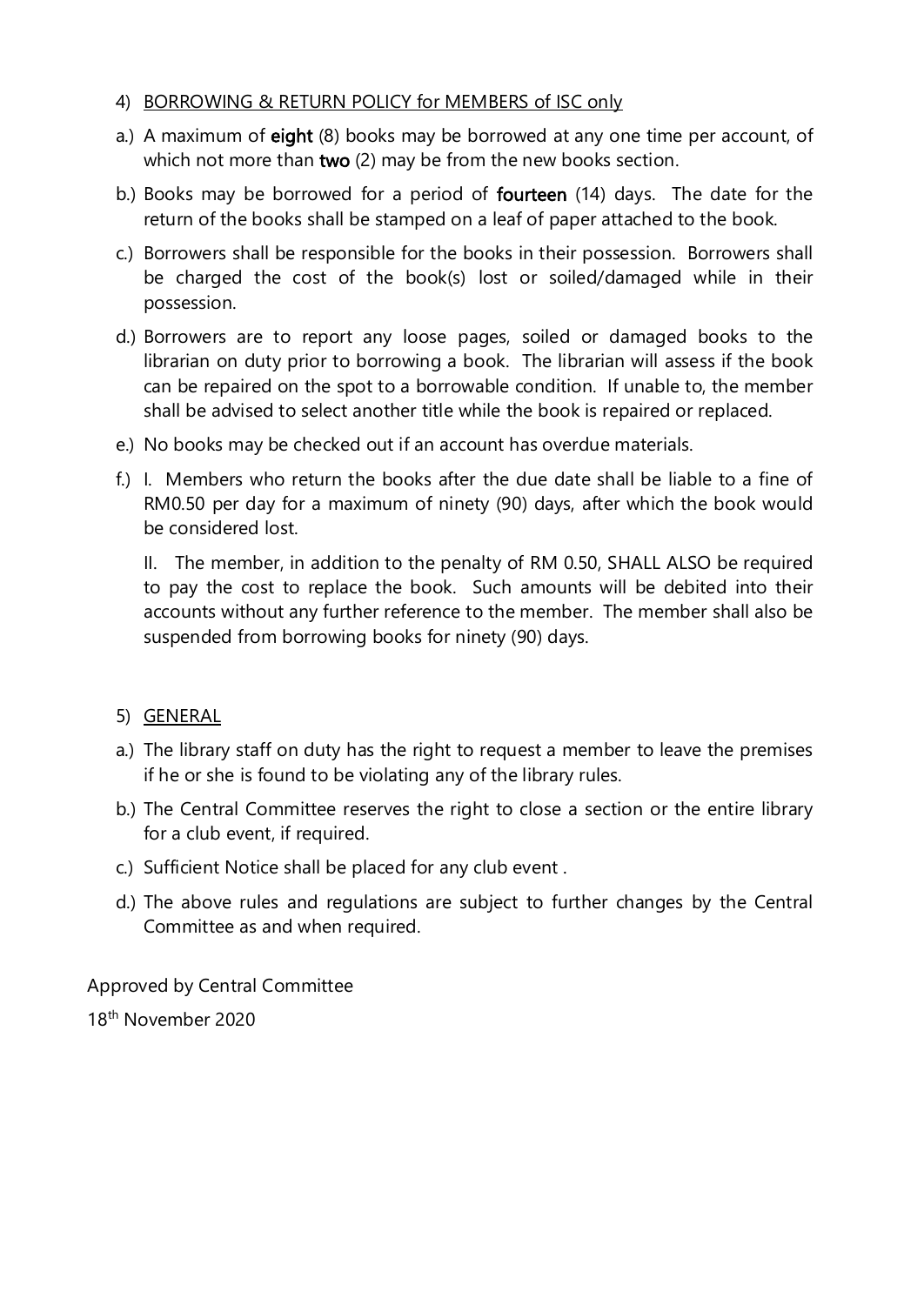4) <u>BORROWING & RETURN POLICY for MEMBERS of ISC only</u>

a.) A maximum of **eight** (8) books may be borrowed at any one time per account, of which not more than **two** (2) may be from the new books section.

b.) Books may be borrowed for a period of **fourteen** (14) days. The date for the return of the books shall be stamped on a leaf of paper attached to the book.

c.) Borrowers shall be responsible for the books in their possession. Borrowers shall be charged the cost of the book(s) lost or soiled/damaged while in their possession.

d.) Borrowers are to report any loose pages, soiled or damaged books to the librarian on duty prior to borrowing a book. The librarian will assess if the book can be repaired on the spot to a borrowable condition. If unable to, the member shall be advised to select another title while the book is repaired or replaced.

e.) No books may be checked out if an account has overdue materials.

f.) I. Members who return the books after the due date shall be liable to a fine of RM0.50 per day for a maximum of ninety (90) days, after which the book would be considered lost.

II. The member, in addition to the penalty of RM 0.50, SHALL ALSO be required to pay the cost to replace the book. Such amounts will be debited into their accounts without any further reference to the member. The member shall also be suspended from borrowing books for ninety (90) days.

5) <u>GENERAL</u>

a.) The library staff on duty has the right to request a member to leave the premises if he or she is found to be violating any of the library rules.

b.) The Central Committee reserves the right to close a section or the entire library for a club event, if required.

c.) Sufficient Notice shall be placed for any club event .

d.) The above rules and regulations are subject to further changes by the Central Committee as and when required.

Approved by Central Committee

18th November 2020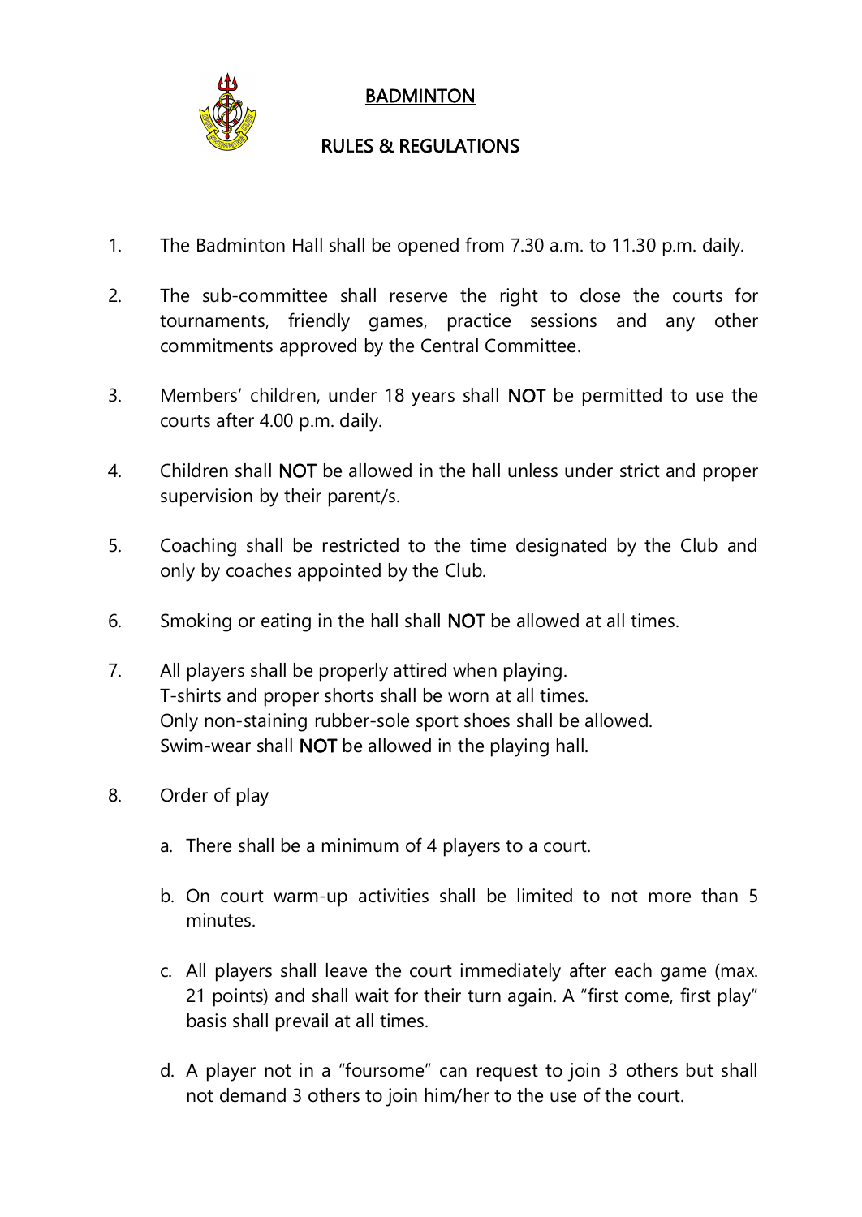# BADMINTON

## RULES & REGULATIONS

1. The Badminton Hall shall be opened from 7.30 a.m. to 11.30 p.m. daily.

2. The sub-committee shall reserve the right to close the courts for tournaments, friendly games, practice sessions and any other commitments approved by the Central Committee.

3. Members' children, under 18 years shall **NOT** be permitted to use the courts after 4.00 p.m. daily.

4. Children shall **NOT** be allowed in the hall unless under strict and proper supervision by their parent/s.

5. Coaching shall be restricted to the time designated by the Club and only by coaches appointed by the Club.

6. Smoking or eating in the hall shall **NOT** be allowed at all times.

7. All players shall be properly attired when playing.
   T-shirts and proper shorts shall be worn at all times.
   Only non-staining rubber-sole sport shoes shall be allowed.
   Swim-wear shall **NOT** be allowed in the playing hall.

8. Order of play

   a. There shall be a minimum of 4 players to a court.

   b. On court warm-up activities shall be limited to not more than 5 minutes.

   c. All players shall leave the court immediately after each game (max. 21 points) and shall wait for their turn again. A "first come, first play" basis shall prevail at all times.

   d. A player not in a "foursome" can request to join 3 others but shall not demand 3 others to join him/her to the use of the court.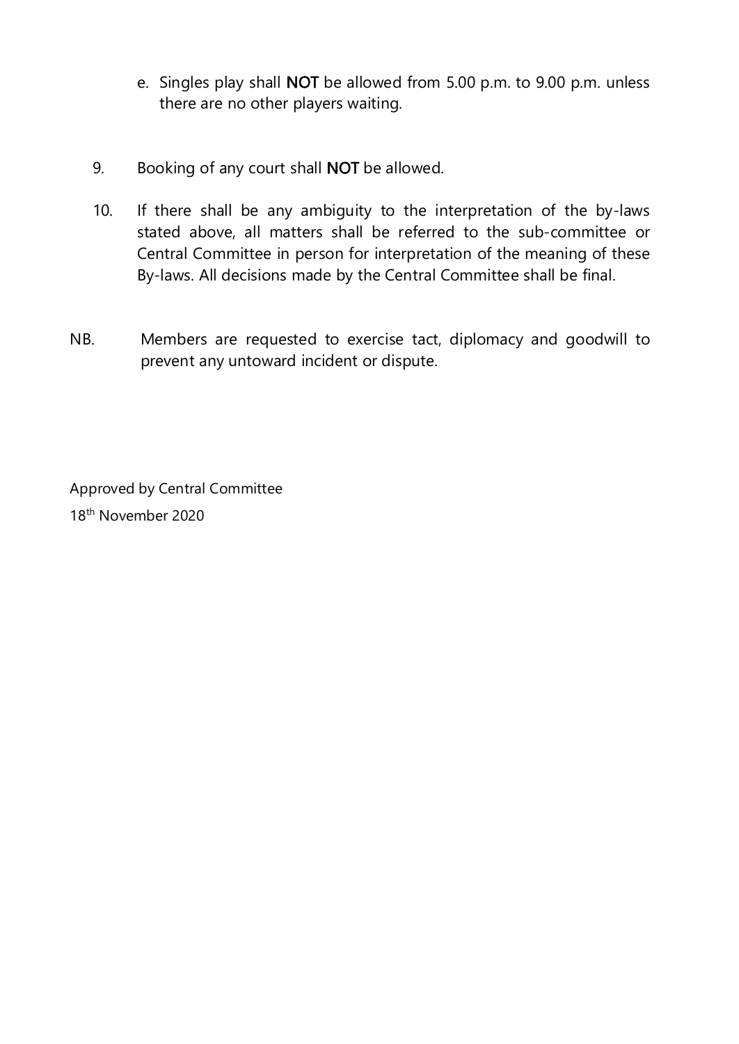e. Singles play shall **NOT** be allowed from 5.00 p.m. to 9.00 p.m. unless there are no other players waiting.

9. Booking of any court shall **NOT** be allowed.

10. If there shall be any ambiguity to the interpretation of the by-laws stated above, all matters shall be referred to the sub-committee or Central Committee in person for interpretation of the meaning of these By-laws. All decisions made by the Central Committee shall be final.

NB. Members are requested to exercise tact, diplomacy and goodwill to prevent any untoward incident or dispute.

Approved by Central Committee

18th November 2020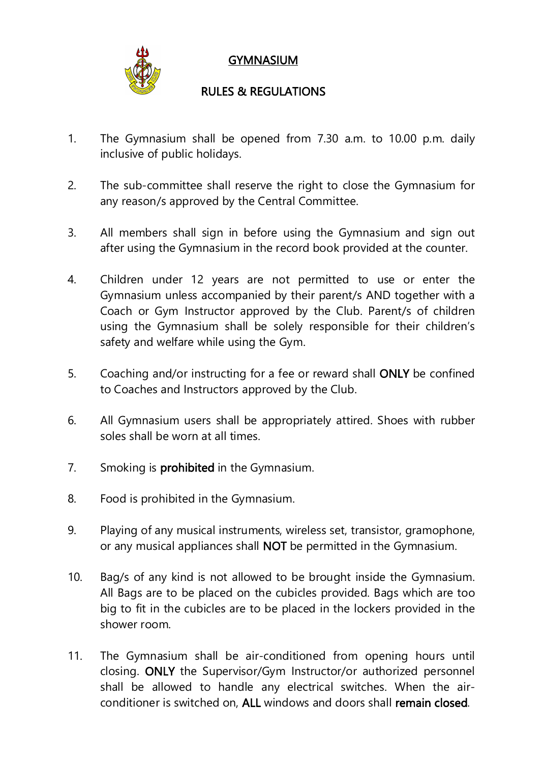# GYMNASIUM

## RULES & REGULATIONS

1. The Gymnasium shall be opened from 7.30 a.m. to 10.00 p.m. daily inclusive of public holidays.

2. The sub-committee shall reserve the right to close the Gymnasium for any reason/s approved by the Central Committee.

3. All members shall sign in before using the Gymnasium and sign out after using the Gymnasium in the record book provided at the counter.

4. Children under 12 years are not permitted to use or enter the Gymnasium unless accompanied by their parent/s AND together with a Coach or Gym Instructor approved by the Club. Parent/s of children using the Gymnasium shall be solely responsible for their children's safety and welfare while using the Gym.

5. Coaching and/or instructing for a fee or reward shall **ONLY** be confined to Coaches and Instructors approved by the Club.

6. All Gymnasium users shall be appropriately attired. Shoes with rubber soles shall be worn at all times.

7. Smoking is **prohibited** in the Gymnasium.

8. Food is prohibited in the Gymnasium.

9. Playing of any musical instruments, wireless set, transistor, gramophone, or any musical appliances shall **NOT** be permitted in the Gymnasium.

10. Bag/s of any kind is not allowed to be brought inside the Gymnasium. All Bags are to be placed on the cubicles provided. Bags which are too big to fit in the cubicles are to be placed in the lockers provided in the shower room.

11. The Gymnasium shall be air-conditioned from opening hours until closing. **ONLY** the Supervisor/Gym Instructor/or authorized personnel shall be allowed to handle any electrical switches. When the air-conditioner is switched on, **ALL** windows and doors shall **remain closed**.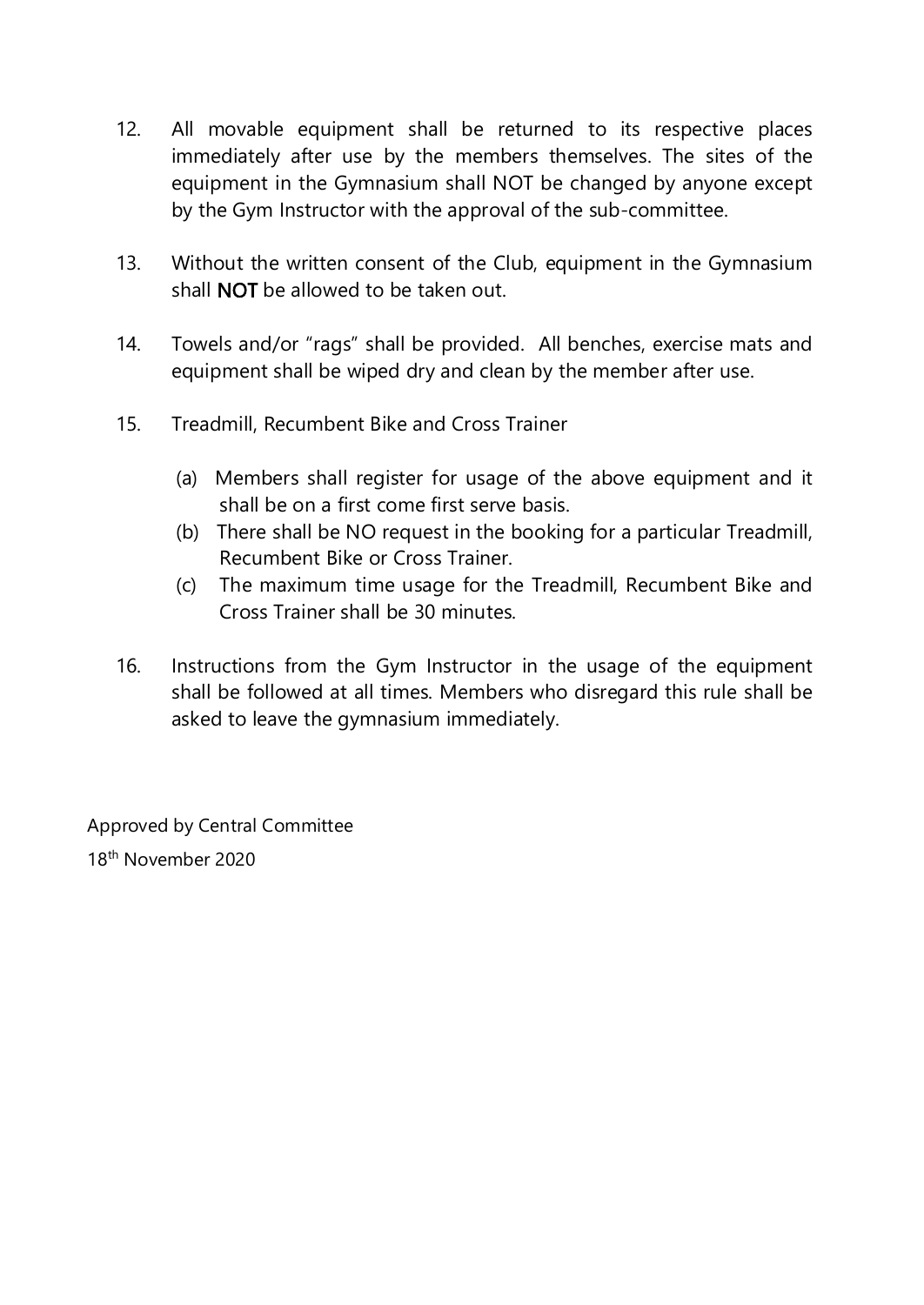12. All movable equipment shall be returned to its respective places immediately after use by the members themselves. The sites of the equipment in the Gymnasium shall NOT be changed by anyone except by the Gym Instructor with the approval of the sub-committee.

13. Without the written consent of the Club, equipment in the Gymnasium shall **NOT** be allowed to be taken out.

14. Towels and/or "rags" shall be provided. All benches, exercise mats and equipment shall be wiped dry and clean by the member after use.

15. Treadmill, Recumbent Bike and Cross Trainer

    (a) Members shall register for usage of the above equipment and it shall be on a first come first serve basis.
    (b) There shall be NO request in the booking for a particular Treadmill, Recumbent Bike or Cross Trainer.
    (c) The maximum time usage for the Treadmill, Recumbent Bike and Cross Trainer shall be 30 minutes.

16. Instructions from the Gym Instructor in the usage of the equipment shall be followed at all times. Members who disregard this rule shall be asked to leave the gymnasium immediately.

Approved by Central Committee
18th November 2020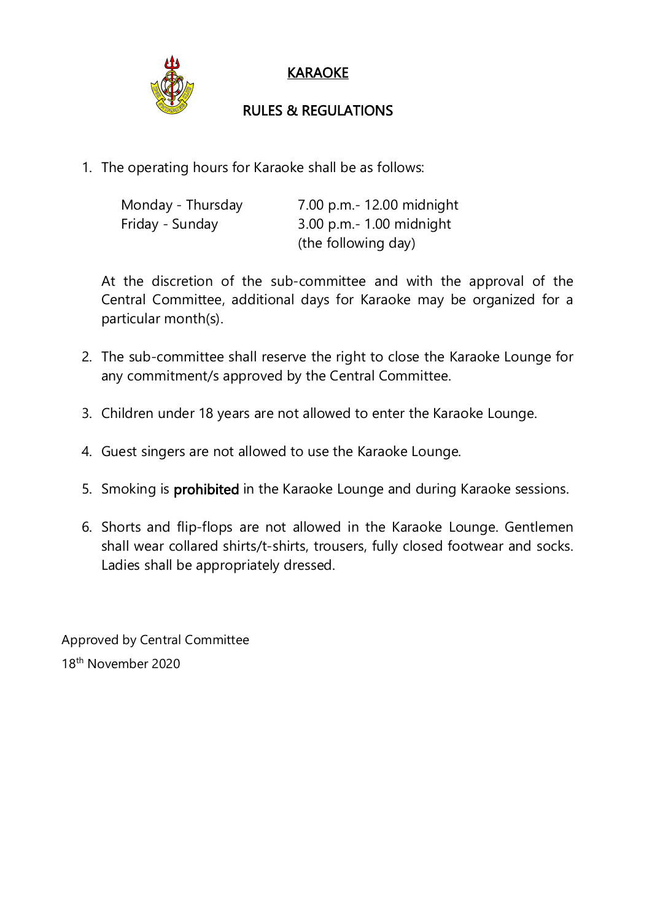# KARAOKE

## RULES & REGULATIONS

1. The operating hours for Karaoke shall be as follows:

   | | |
   |---|---|
   | Monday - Thursday | 7.00 p.m.- 12.00 midnight |
   | Friday - Sunday | 3.00 p.m.- 1.00 midnight (the following day) |

   At the discretion of the sub-committee and with the approval of the Central Committee, additional days for Karaoke may be organized for a particular month(s).

2. The sub-committee shall reserve the right to close the Karaoke Lounge for any commitment/s approved by the Central Committee.

3. Children under 18 years are not allowed to enter the Karaoke Lounge.

4. Guest singers are not allowed to use the Karaoke Lounge.

5. Smoking is **prohibited** in the Karaoke Lounge and during Karaoke sessions.

6. Shorts and flip-flops are not allowed in the Karaoke Lounge. Gentlemen shall wear collared shirts/t-shirts, trousers, fully closed footwear and socks. Ladies shall be appropriately dressed.

Approved by Central Committee
18th November 2020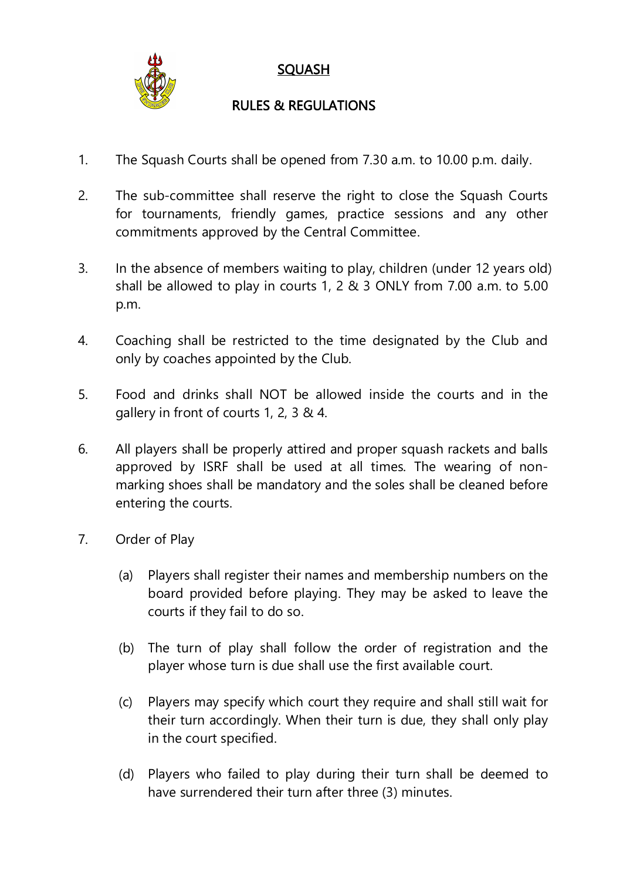# SQUASH

## RULES & REGULATIONS

1. The Squash Courts shall be opened from 7.30 a.m. to 10.00 p.m. daily.

2. The sub-committee shall reserve the right to close the Squash Courts for tournaments, friendly games, practice sessions and any other commitments approved by the Central Committee.

3. In the absence of members waiting to play, children (under 12 years old) shall be allowed to play in courts 1, 2 & 3 ONLY from 7.00 a.m. to 5.00 p.m.

4. Coaching shall be restricted to the time designated by the Club and only by coaches appointed by the Club.

5. Food and drinks shall NOT be allowed inside the courts and in the gallery in front of courts 1, 2, 3 & 4.

6. All players shall be properly attired and proper squash rackets and balls approved by ISRF shall be used at all times. The wearing of non-marking shoes shall be mandatory and the soles shall be cleaned before entering the courts.

7. Order of Play

   (a) Players shall register their names and membership numbers on the board provided before playing. They may be asked to leave the courts if they fail to do so.

   (b) The turn of play shall follow the order of registration and the player whose turn is due shall use the first available court.

   (c) Players may specify which court they require and shall still wait for their turn accordingly. When their turn is due, they shall only play in the court specified.

   (d) Players who failed to play during their turn shall be deemed to have surrendered their turn after three (3) minutes.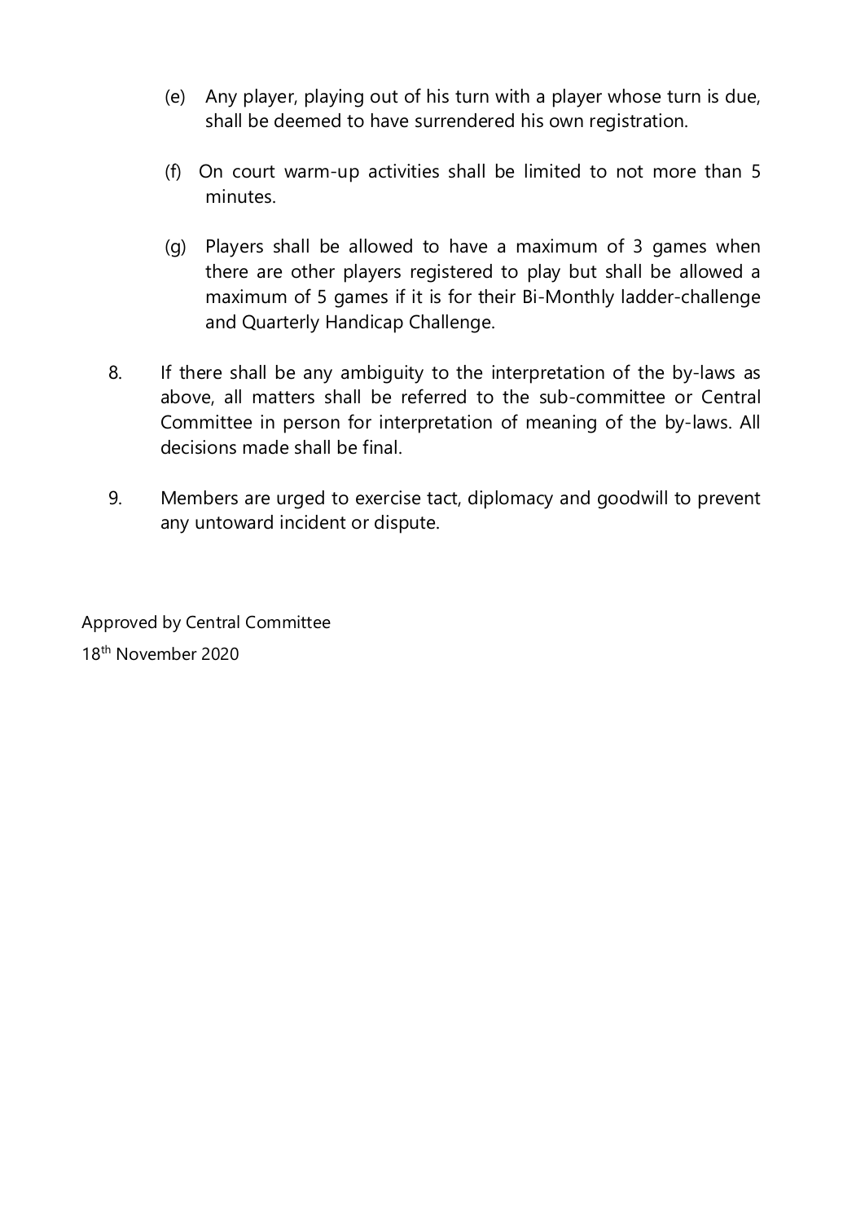(e) Any player, playing out of his turn with a player whose turn is due, shall be deemed to have surrendered his own registration.

(f) On court warm-up activities shall be limited to not more than 5 minutes.

(g) Players shall be allowed to have a maximum of 3 games when there are other players registered to play but shall be allowed a maximum of 5 games if it is for their Bi-Monthly ladder-challenge and Quarterly Handicap Challenge.

8. If there shall be any ambiguity to the interpretation of the by-laws as above, all matters shall be referred to the sub-committee or Central Committee in person for interpretation of meaning of the by-laws. All decisions made shall be final.

9. Members are urged to exercise tact, diplomacy and goodwill to prevent any untoward incident or dispute.

Approved by Central Committee

18th November 2020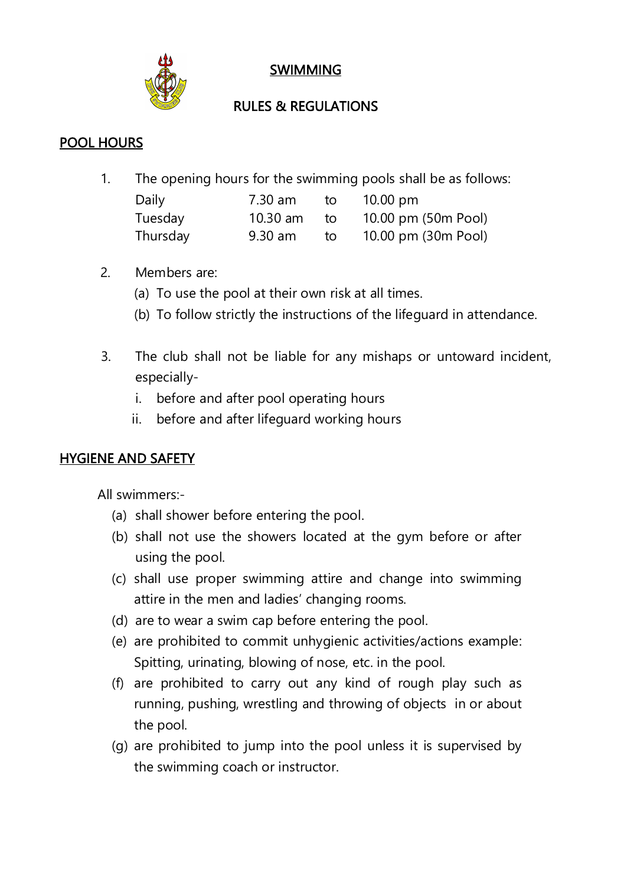# SWIMMING

## RULES & REGULATIONS

### POOL HOURS

1. The opening hours for the swimming pools shall be as follows:

| | | | |
|---|---|---|---|
| Daily | 7.30 am | to | 10.00 pm |
| Tuesday | 10.30 am | to | 10.00 pm (50m Pool) |
| Thursday | 9.30 am | to | 10.00 pm (30m Pool) |

2. Members are:
   (a) To use the pool at their own risk at all times.
   (b) To follow strictly the instructions of the lifeguard in attendance.

3. The club shall not be liable for any mishaps or untoward incident, especially-
   i. before and after pool operating hours
   ii. before and after lifeguard working hours

### HYGIENE AND SAFETY

All swimmers:-

(a) shall shower before entering the pool.
(b) shall not use the showers located at the gym before or after using the pool.
(c) shall use proper swimming attire and change into swimming attire in the men and ladies' changing rooms.
(d) are to wear a swim cap before entering the pool.
(e) are prohibited to commit unhygienic activities/actions example: Spitting, urinating, blowing of nose, etc. in the pool.
(f) are prohibited to carry out any kind of rough play such as running, pushing, wrestling and throwing of objects in or about the pool.
(g) are prohibited to jump into the pool unless it is supervised by the swimming coach or instructor.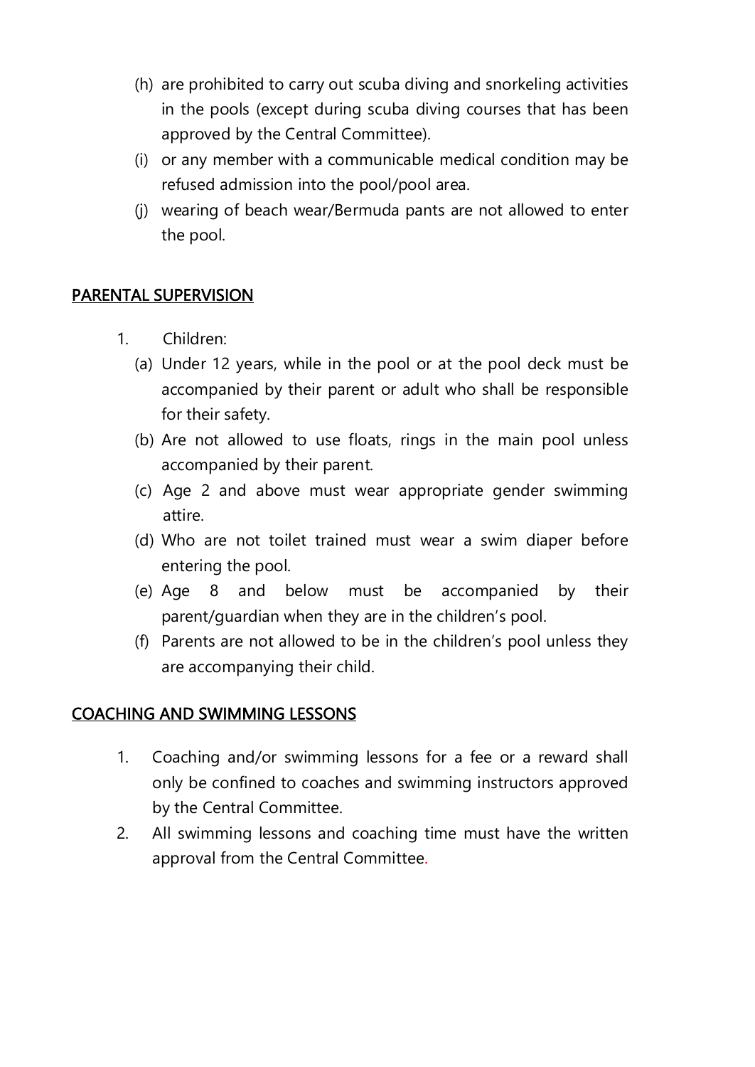(h) are prohibited to carry out scuba diving and snorkeling activities in the pools (except during scuba diving courses that has been approved by the Central Committee).

(i) or any member with a communicable medical condition may be refused admission into the pool/pool area.

(j) wearing of beach wear/Bermuda pants are not allowed to enter the pool.

## PARENTAL SUPERVISION

1. Children:

   (a) Under 12 years, while in the pool or at the pool deck must be accompanied by their parent or adult who shall be responsible for their safety.

   (b) Are not allowed to use floats, rings in the main pool unless accompanied by their parent.

   (c) Age 2 and above must wear appropriate gender swimming attire.

   (d) Who are not toilet trained must wear a swim diaper before entering the pool.

   (e) Age 8 and below must be accompanied by their parent/guardian when they are in the children's pool.

   (f) Parents are not allowed to be in the children's pool unless they are accompanying their child.

## COACHING AND SWIMMING LESSONS

1. Coaching and/or swimming lessons for a fee or a reward shall only be confined to coaches and swimming instructors approved by the Central Committee.
2. All swimming lessons and coaching time must have the written approval from the Central Committee.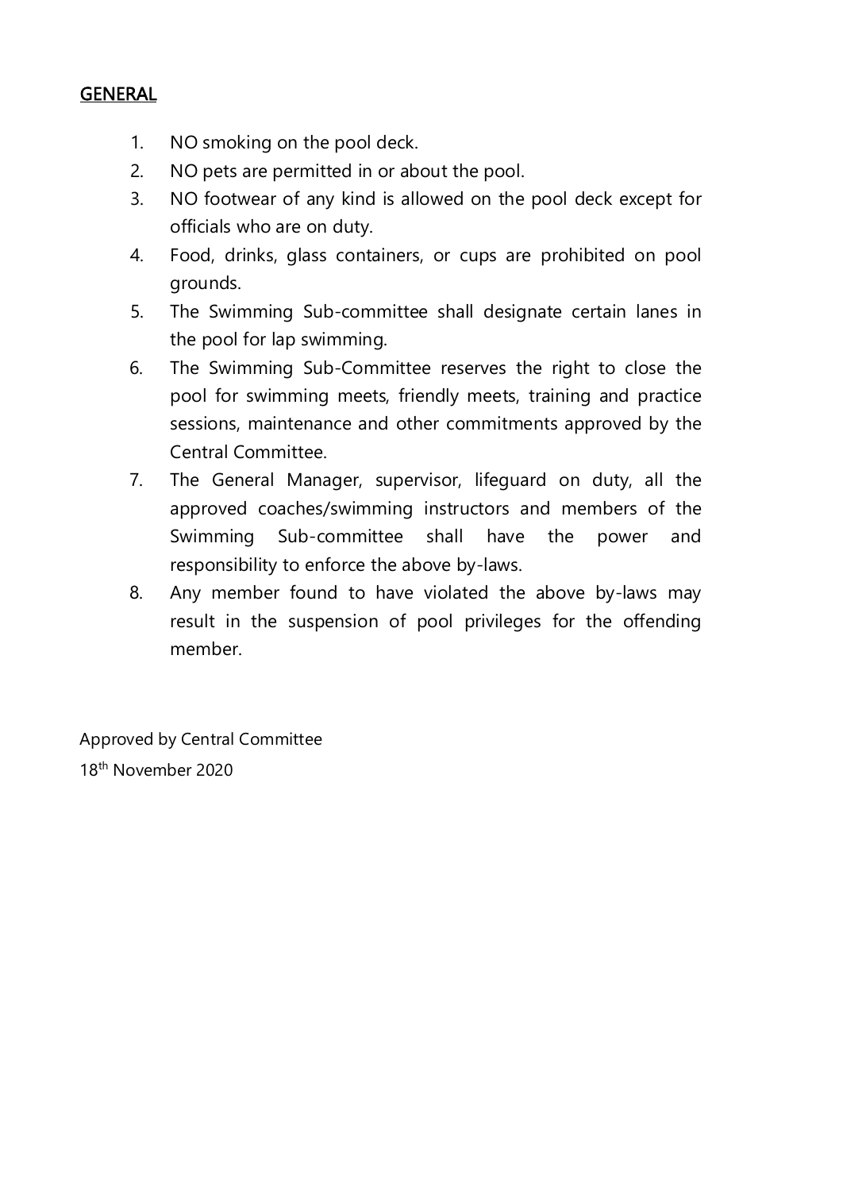## GENERAL

1. NO smoking on the pool deck.
2. NO pets are permitted in or about the pool.
3. NO footwear of any kind is allowed on the pool deck except for officials who are on duty.
4. Food, drinks, glass containers, or cups are prohibited on pool grounds.
5. The Swimming Sub-committee shall designate certain lanes in the pool for lap swimming.
6. The Swimming Sub-Committee reserves the right to close the pool for swimming meets, friendly meets, training and practice sessions, maintenance and other commitments approved by the Central Committee.
7. The General Manager, supervisor, lifeguard on duty, all the approved coaches/swimming instructors and members of the Swimming Sub-committee shall have the power and responsibility to enforce the above by-laws.
8. Any member found to have violated the above by-laws may result in the suspension of pool privileges for the offending member.

Approved by Central Committee
18th November 2020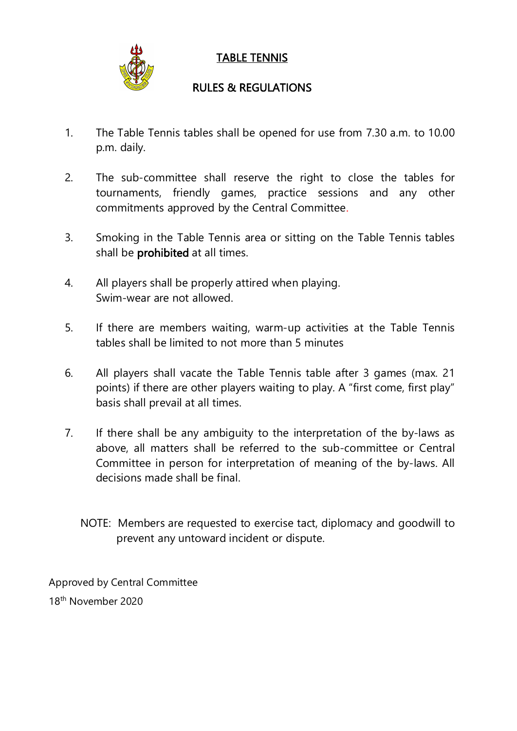# TABLE TENNIS

## RULES & REGULATIONS

1. The Table Tennis tables shall be opened for use from 7.30 a.m. to 10.00 p.m. daily.

2. The sub-committee shall reserve the right to close the tables for tournaments, friendly games, practice sessions and any other commitments approved by the Central Committee.

3. Smoking in the Table Tennis area or sitting on the Table Tennis tables shall be **prohibited** at all times.

4. All players shall be properly attired when playing.
   Swim-wear are not allowed.

5. If there are members waiting, warm-up activities at the Table Tennis tables shall be limited to not more than 5 minutes

6. All players shall vacate the Table Tennis table after 3 games (max. 21 points) if there are other players waiting to play. A "first come, first play" basis shall prevail at all times.

7. If there shall be any ambiguity to the interpretation of the by-laws as above, all matters shall be referred to the sub-committee or Central Committee in person for interpretation of meaning of the by-laws. All decisions made shall be final.

NOTE: Members are requested to exercise tact, diplomacy and goodwill to prevent any untoward incident or dispute.

Approved by Central Committee
18th November 2020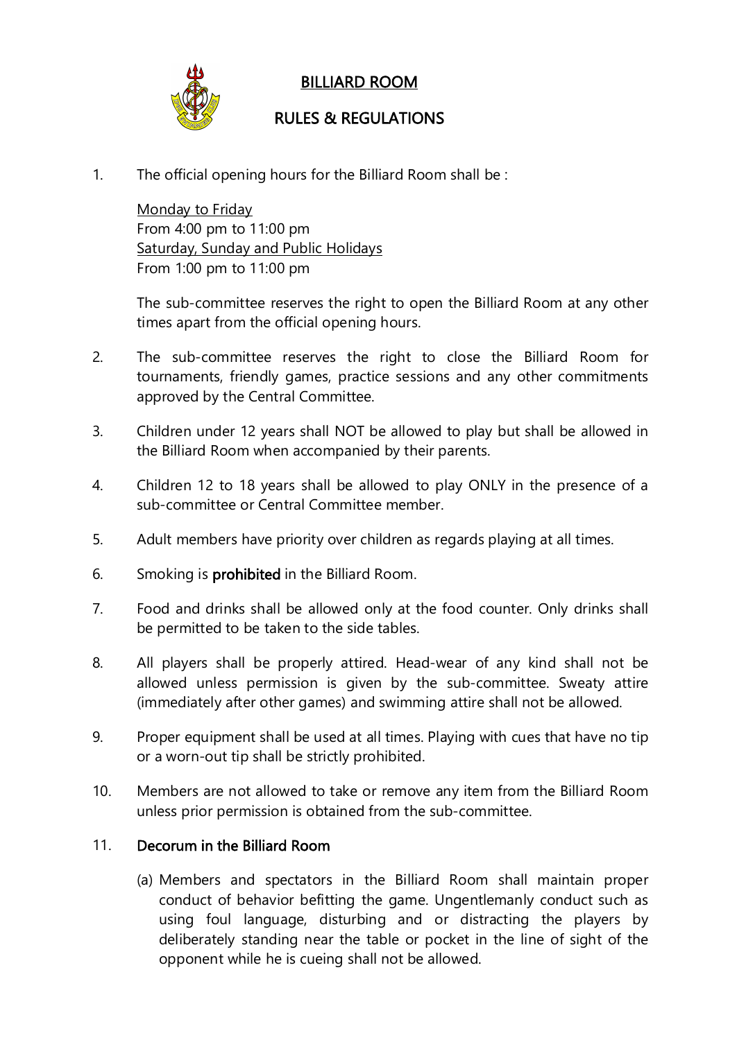# BILLIARD ROOM

## RULES & REGULATIONS

1. The official opening hours for the Billiard Room shall be :

   Monday to Friday
   From 4:00 pm to 11:00 pm
   Saturday, Sunday and Public Holidays
   From 1:00 pm to 11:00 pm

   The sub-committee reserves the right to open the Billiard Room at any other times apart from the official opening hours.

2. The sub-committee reserves the right to close the Billiard Room for tournaments, friendly games, practice sessions and any other commitments approved by the Central Committee.

3. Children under 12 years shall NOT be allowed to play but shall be allowed in the Billiard Room when accompanied by their parents.

4. Children 12 to 18 years shall be allowed to play ONLY in the presence of a sub-committee or Central Committee member.

5. Adult members have priority over children as regards playing at all times.

6. Smoking is **prohibited** in the Billiard Room.

7. Food and drinks shall be allowed only at the food counter. Only drinks shall be permitted to be taken to the side tables.

8. All players shall be properly attired. Head-wear of any kind shall not be allowed unless permission is given by the sub-committee. Sweaty attire (immediately after other games) and swimming attire shall not be allowed.

9. Proper equipment shall be used at all times. Playing with cues that have no tip or a worn-out tip shall be strictly prohibited.

10. Members are not allowed to take or remove any item from the Billiard Room unless prior permission is obtained from the sub-committee.

11. **Decorum in the Billiard Room**

    (a) Members and spectators in the Billiard Room shall maintain proper conduct of behavior befitting the game. Ungentlemanly conduct such as using foul language, disturbing and or distracting the players by deliberately standing near the table or pocket in the line of sight of the opponent while he is cueing shall not be allowed.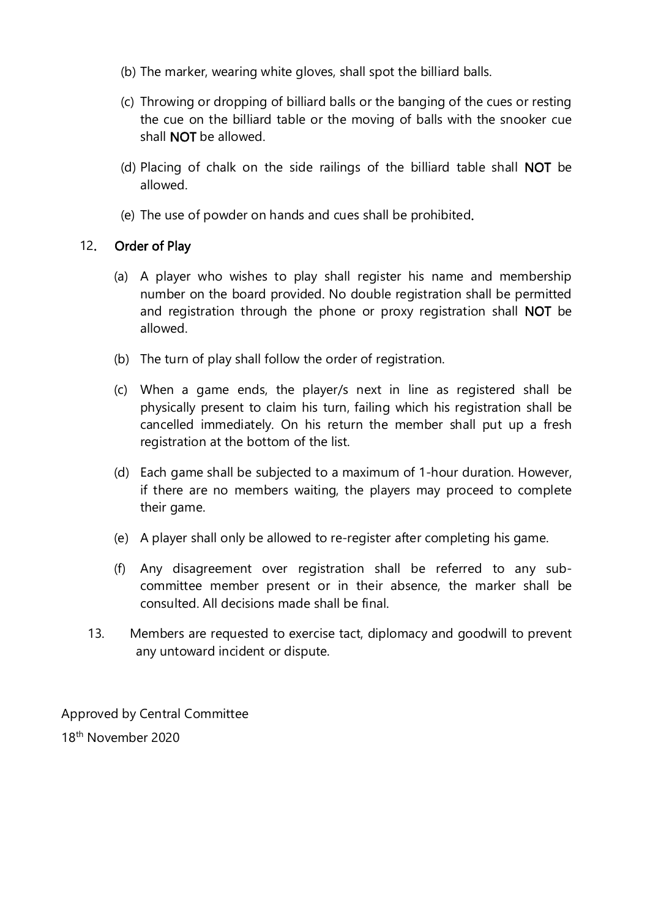(b) The marker, wearing white gloves, shall spot the billiard balls.

(c) Throwing or dropping of billiard balls or the banging of the cues or resting the cue on the billiard table or the moving of balls with the snooker cue shall **NOT** be allowed.

(d) Placing of chalk on the side railings of the billiard table shall **NOT** be allowed.

(e) The use of powder on hands and cues shall be prohibited.

12. **Order of Play**

(a) A player who wishes to play shall register his name and membership number on the board provided. No double registration shall be permitted and registration through the phone or proxy registration shall **NOT** be allowed.

(b) The turn of play shall follow the order of registration.

(c) When a game ends, the player/s next in line as registered shall be physically present to claim his turn, failing which his registration shall be cancelled immediately. On his return the member shall put up a fresh registration at the bottom of the list.

(d) Each game shall be subjected to a maximum of 1-hour duration. However, if there are no members waiting, the players may proceed to complete their game.

(e) A player shall only be allowed to re-register after completing his game.

(f) Any disagreement over registration shall be referred to any sub-committee member present or in their absence, the marker shall be consulted. All decisions made shall be final.

13. Members are requested to exercise tact, diplomacy and goodwill to prevent any untoward incident or dispute.

Approved by Central Committee

18th November 2020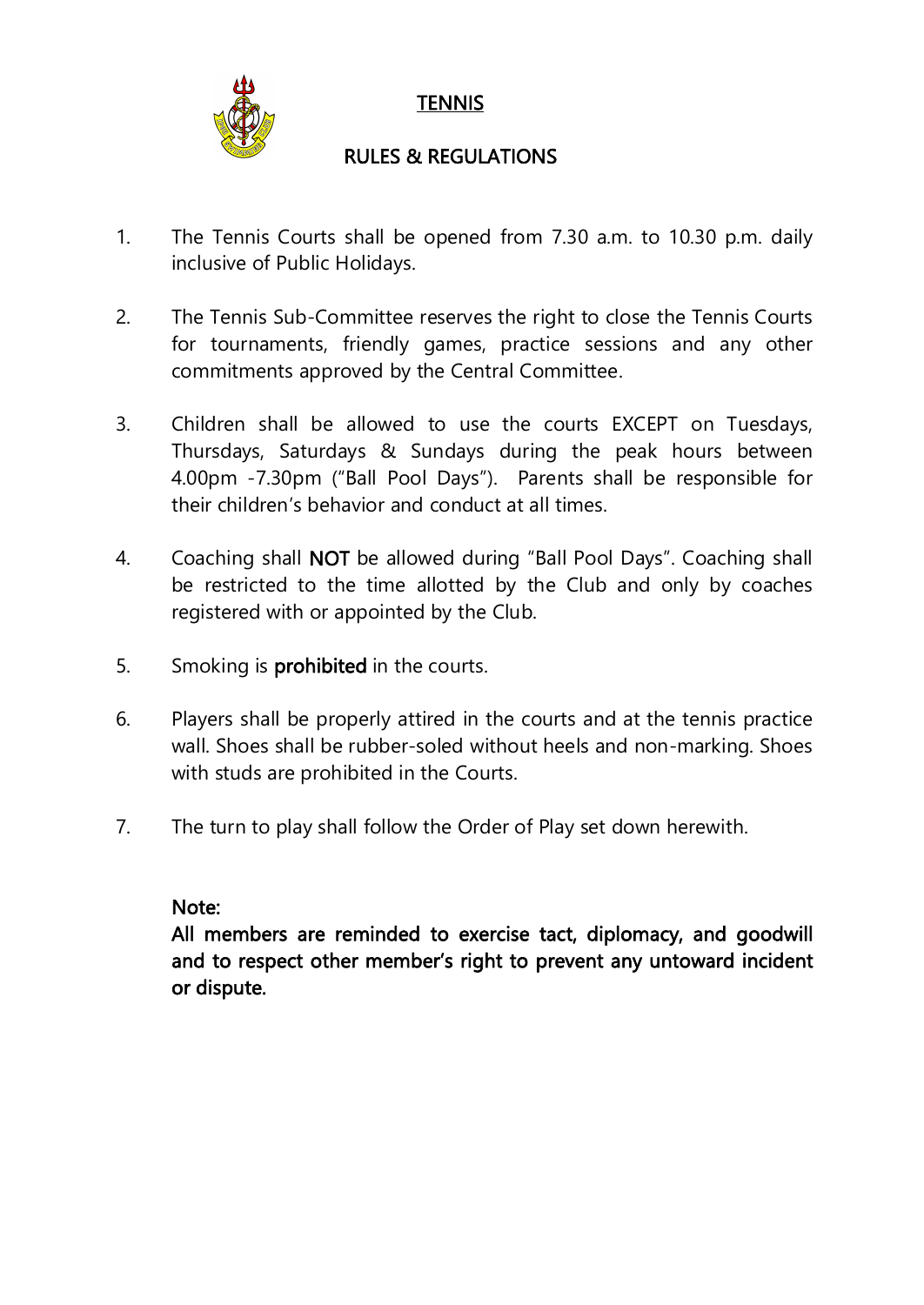# TENNIS

## RULES & REGULATIONS

1. The Tennis Courts shall be opened from 7.30 a.m. to 10.30 p.m. daily inclusive of Public Holidays.

2. The Tennis Sub-Committee reserves the right to close the Tennis Courts for tournaments, friendly games, practice sessions and any other commitments approved by the Central Committee.

3. Children shall be allowed to use the courts EXCEPT on Tuesdays, Thursdays, Saturdays & Sundays during the peak hours between 4.00pm -7.30pm ("Ball Pool Days"). Parents shall be responsible for their children's behavior and conduct at all times.

4. Coaching shall **NOT** be allowed during "Ball Pool Days". Coaching shall be restricted to the time allotted by the Club and only by coaches registered with or appointed by the Club.

5. Smoking is **prohibited** in the courts.

6. Players shall be properly attired in the courts and at the tennis practice wall. Shoes shall be rubber-soled without heels and non-marking. Shoes with studs are prohibited in the Courts.

7. The turn to play shall follow the Order of Play set down herewith.

**Note:**
**All members are reminded to exercise tact, diplomacy, and goodwill and to respect other member's right to prevent any untoward incident or dispute.**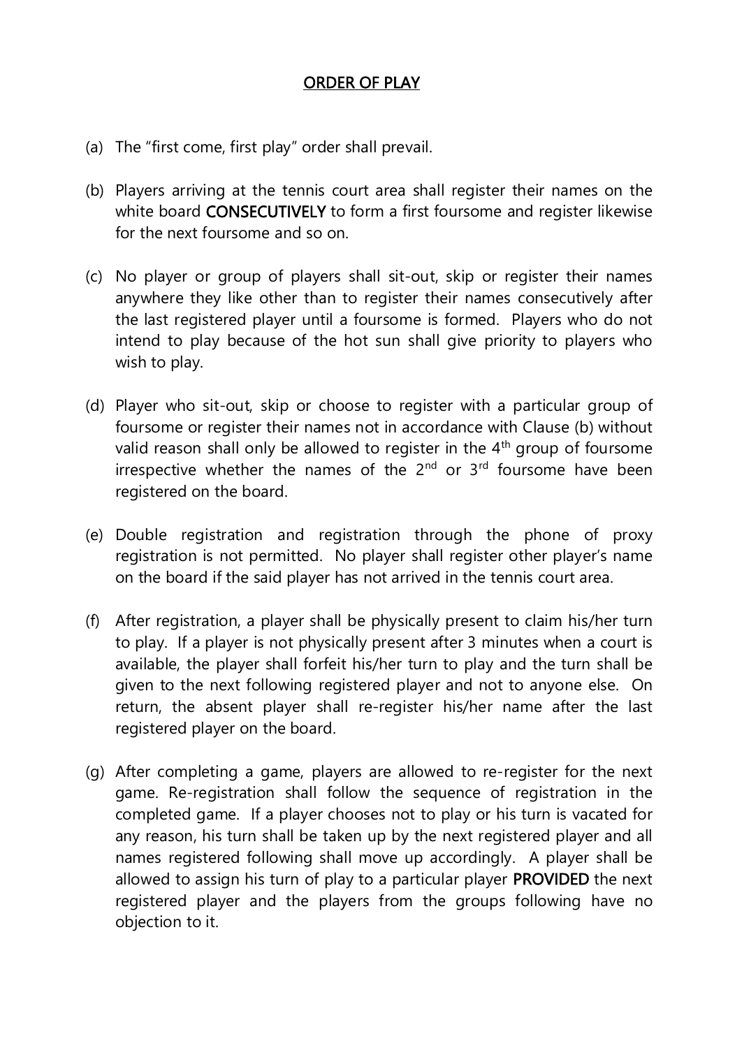## ORDER OF PLAY

(a) The "first come, first play" order shall prevail.

(b) Players arriving at the tennis court area shall register their names on the white board **CONSECUTIVELY** to form a first foursome and register likewise for the next foursome and so on.

(c) No player or group of players shall sit-out, skip or register their names anywhere they like other than to register their names consecutively after the last registered player until a foursome is formed. Players who do not intend to play because of the hot sun shall give priority to players who wish to play.

(d) Player who sit-out, skip or choose to register with a particular group of foursome or register their names not in accordance with Clause (b) without valid reason shall only be allowed to register in the 4th group of foursome irrespective whether the names of the 2nd or 3rd foursome have been registered on the board.

(e) Double registration and registration through the phone of proxy registration is not permitted. No player shall register other player's name on the board if the said player has not arrived in the tennis court area.

(f) After registration, a player shall be physically present to claim his/her turn to play. If a player is not physically present after 3 minutes when a court is available, the player shall forfeit his/her turn to play and the turn shall be given to the next following registered player and not to anyone else. On return, the absent player shall re-register his/her name after the last registered player on the board.

(g) After completing a game, players are allowed to re-register for the next game. Re-registration shall follow the sequence of registration in the completed game. If a player chooses not to play or his turn is vacated for any reason, his turn shall be taken up by the next registered player and all names registered following shall move up accordingly. A player shall be allowed to assign his turn of play to a particular player **PROVIDED** the next registered player and the players from the groups following have no objection to it.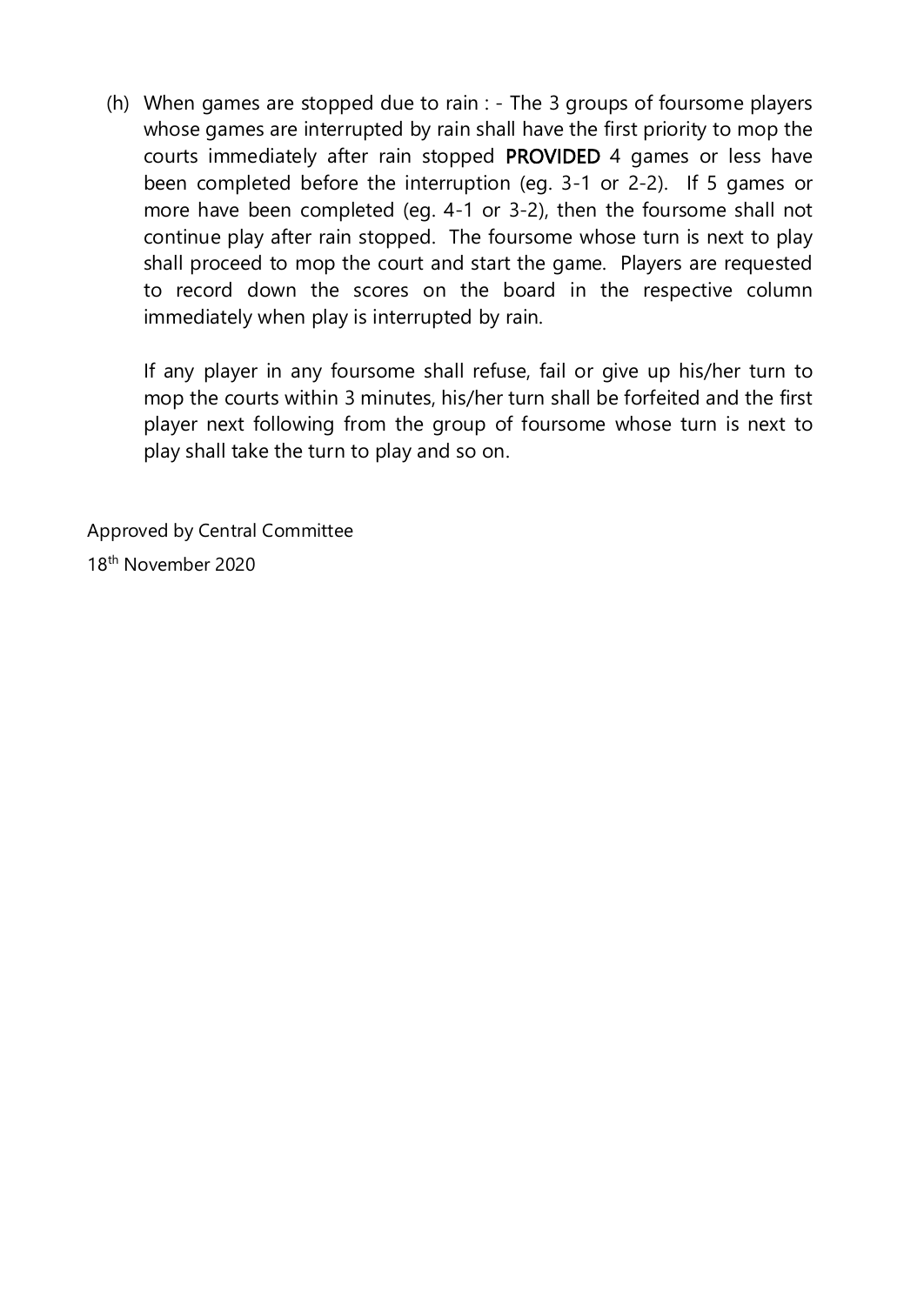(h) When games are stopped due to rain : - The 3 groups of foursome players whose games are interrupted by rain shall have the first priority to mop the courts immediately after rain stopped **PROVIDED** 4 games or less have been completed before the interruption (eg. 3-1 or 2-2). If 5 games or more have been completed (eg. 4-1 or 3-2), then the foursome shall not continue play after rain stopped. The foursome whose turn is next to play shall proceed to mop the court and start the game. Players are requested to record down the scores on the board in the respective column immediately when play is interrupted by rain.

If any player in any foursome shall refuse, fail or give up his/her turn to mop the courts within 3 minutes, his/her turn shall be forfeited and the first player next following from the group of foursome whose turn is next to play shall take the turn to play and so on.

Approved by Central Committee

18th November 2020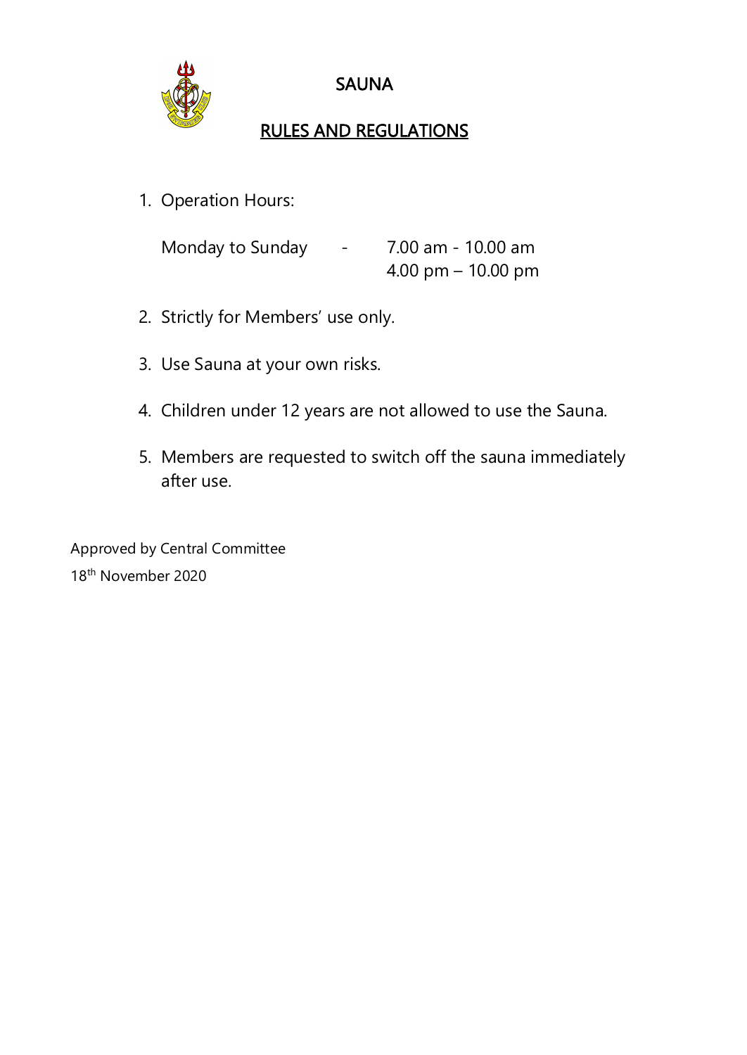# SAUNA

## RULES AND REGULATIONS

1. Operation Hours:

   Monday to Sunday - 7.00 am - 10.00 am
   4.00 pm – 10.00 pm

2. Strictly for Members' use only.

3. Use Sauna at your own risks.

4. Children under 12 years are not allowed to use the Sauna.

5. Members are requested to switch off the sauna immediately after use.

Approved by Central Committee
18th November 2020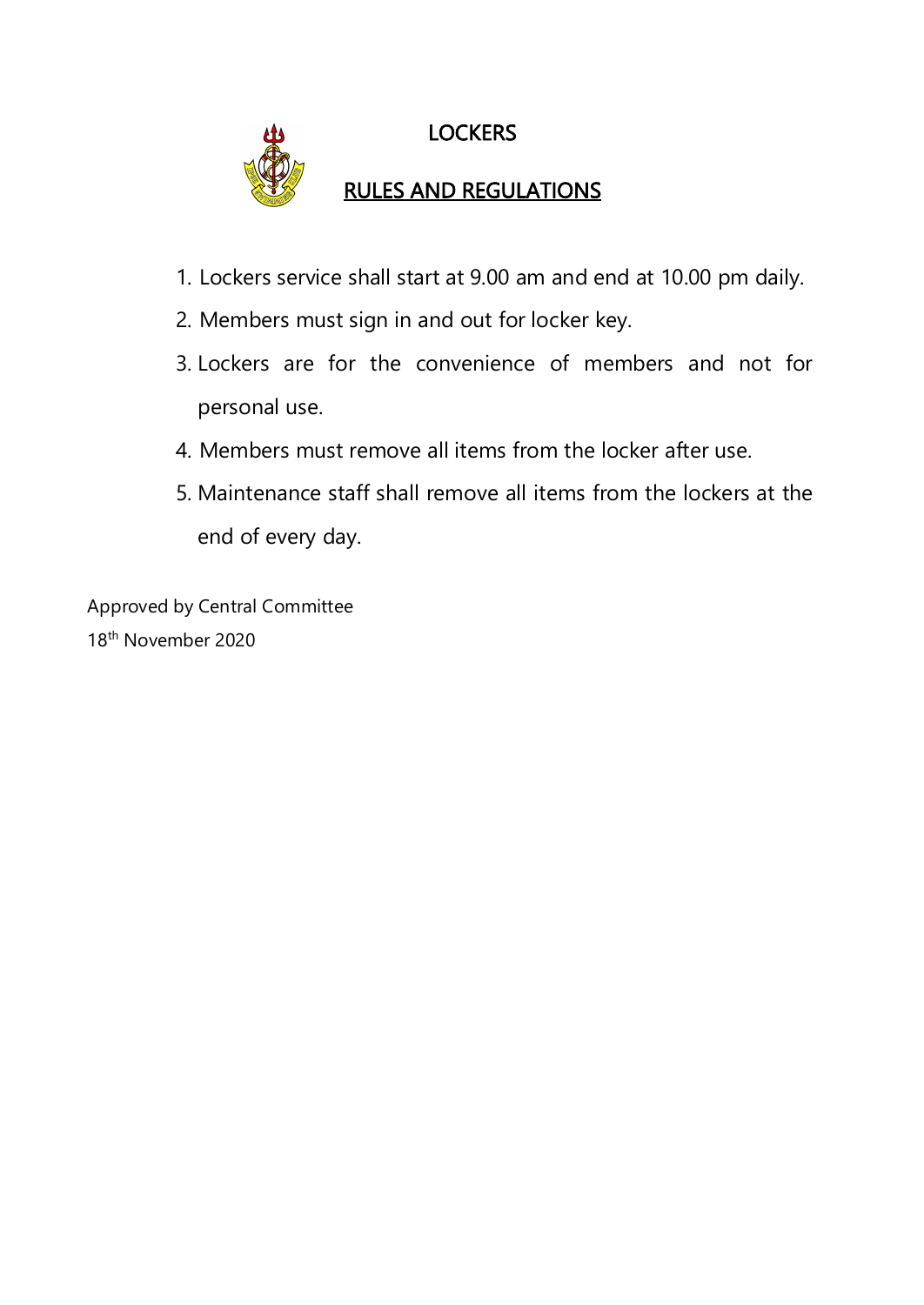# LOCKERS

## RULES AND REGULATIONS

1. Lockers service shall start at 9.00 am and end at 10.00 pm daily.
2. Members must sign in and out for locker key.
3. Lockers are for the convenience of members and not for personal use.
4. Members must remove all items from the locker after use.
5. Maintenance staff shall remove all items from the lockers at the end of every day.

Approved by Central Committee
18th November 2020